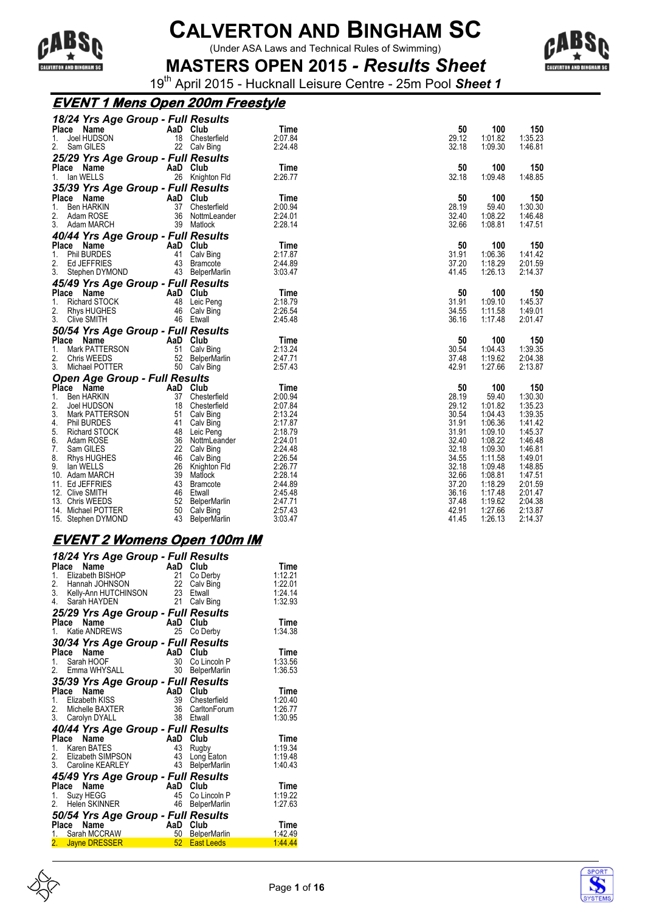# CALVERTON AND BINGHAM SC

(Under ASA Laws and Technical Rules of Swimming)

## MASTERS OPEN 2015 - *Results Sheet*

19th April 2015 - Hucknall Leisure Centre - 25m Pool **Sheet 1**

## *EVENT 1 Mens Open 200m Freestyle*

### *18/24 Yrs Age Group - Full Results*

| Place | Name | AaD | Club | Time | 50 | 100 | 150 |
|---|---|---|---|---|---|---|---|
| 1. | Joel HUDSON | 18 | Chesterfield | 2:07.84 | 29.12 | 1:01.82 | 1:35.23 |
| 2. | Sam GILES | 22 | Calv Bing | 2:24.48 | 32.18 | 1:09.30 | 1:46.81 |

### *25/29 Yrs Age Group - Full Results*

| Place | Name | AaD | Club | Time | 50 | 100 | 150 |
|---|---|---|---|---|---|---|---|
| 1. | Ian WELLS | 26 | Knighton Fld | 2:26.77 | 32.18 | 1:09.48 | 1:48.85 |

### *35/39 Yrs Age Group - Full Results*

| Place | Name | AaD | Club | Time | 50 | 100 | 150 |
|---|---|---|---|---|---|---|---|
| 1. | Ben HARKIN | 37 | Chesterfield | 2:00.94 | 28.19 | 59.40 | 1:30.30 |
| 2. | Adam ROSE | 36 | NottmLeander | 2:24.01 | 32.40 | 1:08.22 | 1:46.48 |
| 3. | Adam MARCH | 39 | Matlock | 2:28.14 | 32.66 | 1:08.81 | 1:47.51 |

### *40/44 Yrs Age Group - Full Results*

| Place | Name | AaD | Club | Time | 50 | 100 | 150 |
|---|---|---|---|---|---|---|---|
| 1. | Phil BURDES | 41 | Calv Bing | 2:17.87 | 31.91 | 1:06.36 | 1:41.42 |
| 2. | Ed JEFFRIES | 43 | Bramcote | 2:44.89 | 37.20 | 1:18.29 | 2:01.59 |
| 3. | Stephen DYMOND | 43 | BelperMarlin | 3:03.47 | 41.45 | 1:26.13 | 2:14.37 |

### *45/49 Yrs Age Group - Full Results*

| Place | Name | AaD | Club | Time | 50 | 100 | 150 |
|---|---|---|---|---|---|---|---|
| 1. | Richard STOCK | 48 | Leic Peng | 2:18.79 | 31.91 | 1:09.10 | 1:45.37 |
| 2. | Rhys HUGHES | 46 | Calv Bing | 2:26.54 | 34.55 | 1:11.58 | 1:49.01 |
| 3. | Clive SMITH | 46 | Etwall | 2:45.48 | 36.16 | 1:17.48 | 2:01.47 |

### *50/54 Yrs Age Group - Full Results*

| Place | Name | AaD | Club | Time | 50 | 100 | 150 |
|---|---|---|---|---|---|---|---|
| 1. | Mark PATTERSON | 51 | Calv Bing | 2:13.24 | 30.54 | 1:04.43 | 1:39.35 |
| 2. | Chris WEEDS | 52 | BelperMarlin | 2:47.71 | 37.48 | 1:19.62 | 2:04.38 |
| 3. | Michael POTTER | 50 | Calv Bing | 2:57.43 | 42.91 | 1:27.66 | 2:13.87 |

### *Open Age Group - Full Results*

| Place | Name | AaD | Club | Time | 50 | 100 | 150 |
|---|---|---|---|---|---|---|---|
| 1. | Ben HARKIN | 37 | Chesterfield | 2:00.94 | 28.19 | 59.40 | 1:30.30 |
| 2. | Joel HUDSON | 18 | Chesterfield | 2:07.84 | 29.12 | 1:01.82 | 1:35.23 |
| 3. | Mark PATTERSON | 51 | Calv Bing | 2:13.24 | 30.54 | 1:04.43 | 1:39.35 |
| 4. | Phil BURDES | 41 | Calv Bing | 2:17.87 | 31.91 | 1:06.36 | 1:41.42 |
| 5. | Richard STOCK | 48 | Leic Peng | 2:18.79 | 31.91 | 1:09.10 | 1:45.37 |
| 6. | Adam ROSE | 36 | NottmLeander | 2:24.01 | 32.40 | 1:08.22 | 1:46.48 |
| 7. | Sam GILES | 22 | Calv Bing | 2:24.48 | 32.18 | 1:09.30 | 1:46.81 |
| 8. | Rhys HUGHES | 46 | Calv Bing | 2:26.54 | 34.55 | 1:11.58 | 1:49.01 |
| 9. | Ian WELLS | 26 | Knighton Fld | 2:26.77 | 32.18 | 1:09.48 | 1:48.85 |
| 10. | Adam MARCH | 39 | Matlock | 2:28.14 | 32.66 | 1:08.81 | 1:47.51 |
| 11. | Ed JEFFRIES | 43 | Bramcote | 2:44.89 | 37.20 | 1:18.29 | 2:01.59 |
| 12. | Clive SMITH | 46 | Etwall | 2:45.48 | 36.16 | 1:17.48 | 2:01.47 |
| 13. | Chris WEEDS | 52 | BelperMarlin | 2:47.71 | 37.48 | 1:19.62 | 2:04.38 |
| 14. | Michael POTTER | 50 | Calv Bing | 2:57.43 | 42.91 | 1:27.66 | 2:13.87 |
| 15. | Stephen DYMOND | 43 | BelperMarlin | 3:03.47 | 41.45 | 1:26.13 | 2:14.37 |

## *EVENT 2 Womens Open 100m IM*

### *18/24 Yrs Age Group - Full Results*

| Place | Name | AaD | Club | Time |
|---|---|---|---|---|
| 1. | Elizabeth BISHOP | 21 | Co Derby | 1:12.21 |
| 2. | Hannah JOHNSON | 22 | Calv Bing | 1:22.01 |
| 3. | Kelly-Ann HUTCHINSON | 23 | Etwall | 1:24.14 |
| 4. | Sarah HAYDEN | 21 | Calv Bing | 1:32.93 |

### *25/29 Yrs Age Group - Full Results*

| Place | Name | AaD | Club | Time |
|---|---|---|---|---|
| 1. | Katie ANDREWS | 25 | Co Derby | 1:34.38 |

### *30/34 Yrs Age Group - Full Results*

| Place | Name | AaD | Club | Time |
|---|---|---|---|---|
| 1. | Sarah HOOF | 30 | Co Lincoln P | 1:33.56 |
| 2. | Emma WHYSALL | 30 | BelperMarlin | 1:36.53 |

### *35/39 Yrs Age Group - Full Results*

| Place | Name | AaD | Club | Time |
|---|---|---|---|---|
| 1. | Elizabeth KISS | 39 | Chesterfield | 1:20.40 |
| 2. | Michelle BAXTER | 36 | CarltonForum | 1:26.77 |
| 3. | Carolyn DYALL | 38 | Etwall | 1:30.95 |

### *40/44 Yrs Age Group - Full Results*

| Place | Name | AaD | Club | Time |
|---|---|---|---|---|
| 1. | Karen BATES | 43 | Rugby | 1:19.34 |
| 2. | Elizabeth SIMPSON | 43 | Long Eaton | 1:19.48 |
| 3. | Caroline KEARLEY | 43 | BelperMarlin | 1:40.43 |

### *45/49 Yrs Age Group - Full Results*

| Place | Name | AaD | Club | Time |
|---|---|---|---|---|
| 1. | Suzy HEGG | 45 | Co Lincoln P | 1:19.22 |
| 2. | Helen SKINNER | 46 | BelperMarlin | 1:27.63 |

### *50/54 Yrs Age Group - Full Results*

| Place | Name | AaD | Club | Time |
|---|---|---|---|---|
| 1. | Sarah MCCRAW | 50 | BelperMarlin | 1:42.49 |
| 2. | Jayne DRESSER | 52 | East Leeds | 1:44.44 |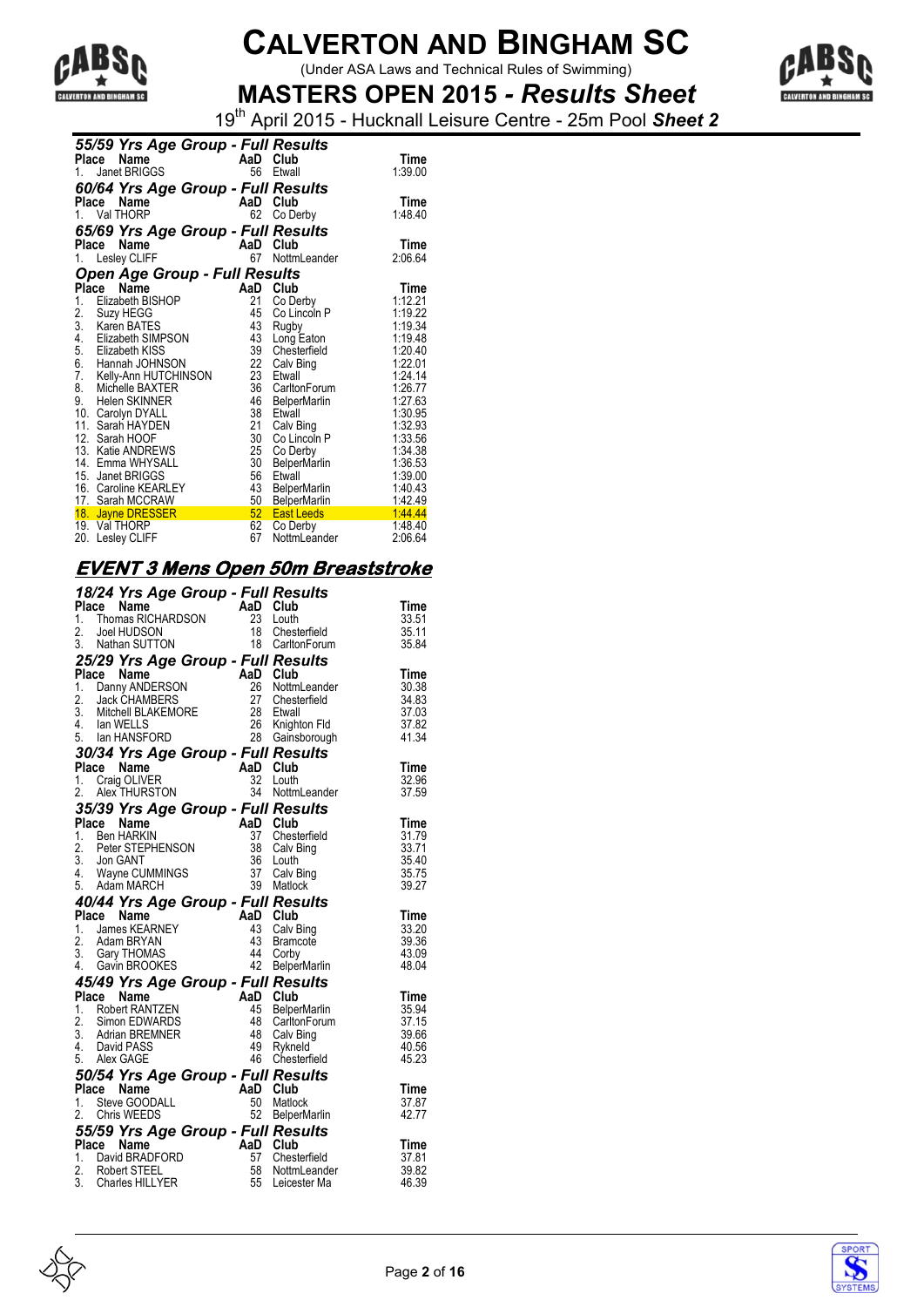# CALVERTON AND BINGHAM SC

(Under ASA Laws and Technical Rules of Swimming)

## MASTERS OPEN 2015 - *Results Sheet*

19th April 2015 - Hucknall Leisure Centre - 25m Pool ***Sheet 2***

### *55/59 Yrs Age Group - Full Results*

| Place | Name | AaD | Club | Time |
|---|---|---|---|---|
| 1. | Janet BRIGGS | 56 | Etwall | 1:39.00 |

### *60/64 Yrs Age Group - Full Results*

| Place | Name | AaD | Club | Time |
|---|---|---|---|---|
| 1. | Val THORP | 62 | Co Derby | 1:48.40 |

### *65/69 Yrs Age Group - Full Results*

| Place | Name | AaD | Club | Time |
|---|---|---|---|---|
| 1. | Lesley CLIFF | 67 | NottmLeander | 2:06.64 |

### *Open Age Group - Full Results*

| Place | Name | AaD | Club | Time |
|---|---|---|---|---|
| 1. | Elizabeth BISHOP | 21 | Co Derby | 1:12.21 |
| 2. | Suzy HEGG | 45 | Co Lincoln P | 1:19.22 |
| 3. | Karen BATES | 43 | Rugby | 1:19.34 |
| 4. | Elizabeth SIMPSON | 43 | Long Eaton | 1:19.48 |
| 5. | Elizabeth KISS | 39 | Chesterfield | 1:20.40 |
| 6. | Hannah JOHNSON | 22 | Calv Bing | 1:22.01 |
| 7. | Kelly-Ann HUTCHINSON | 23 | Etwall | 1:24.14 |
| 8. | Michelle BAXTER | 36 | CarltonForum | 1:26.77 |
| 9. | Helen SKINNER | 46 | BelperMarlin | 1:27.63 |
| 10. | Carolyn DYALL | 38 | Etwall | 1:30.95 |
| 11. | Sarah HAYDEN | 21 | Calv Bing | 1:32.93 |
| 12. | Sarah HOOF | 30 | Co Lincoln P | 1:33.56 |
| 13. | Katie ANDREWS | 25 | Co Derby | 1:34.38 |
| 14. | Emma WHYSALL | 30 | BelperMarlin | 1:36.53 |
| 15. | Janet BRIGGS | 56 | Etwall | 1:39.00 |
| 16. | Caroline KEARLEY | 43 | BelperMarlin | 1:40.43 |
| 17. | Sarah MCCRAW | 50 | BelperMarlin | 1:42.49 |
| 18. | Jayne DRESSER | 52 | East Leeds | 1:44.44 |
| 19. | Val THORP | 62 | Co Derby | 1:48.40 |
| 20. | Lesley CLIFF | 67 | NottmLeander | 2:06.64 |

## *EVENT 3 Mens Open 50m Breaststroke*

### *18/24 Yrs Age Group - Full Results*

| Place | Name | AaD | Club | Time |
|---|---|---|---|---|
| 1. | Thomas RICHARDSON | 23 | Louth | 33.51 |
| 2. | Joel HUDSON | 18 | Chesterfield | 35.11 |
| 3. | Nathan SUTTON | 18 | CarltonForum | 35.84 |

### *25/29 Yrs Age Group - Full Results*

| Place | Name | AaD | Club | Time |
|---|---|---|---|---|
| 1. | Danny ANDERSON | 26 | NottmLeander | 30.38 |
| 2. | Jack CHAMBERS | 27 | Chesterfield | 34.83 |
| 3. | Mitchell BLAKEMORE | 28 | Etwall | 37.03 |
| 4. | Ian WELLS | 26 | Knighton Fld | 37.82 |
| 5. | Ian HANSFORD | 28 | Gainsborough | 41.34 |

### *30/34 Yrs Age Group - Full Results*

| Place | Name | AaD | Club | Time |
|---|---|---|---|---|
| 1. | Craig OLIVER | 32 | Louth | 32.96 |
| 2. | Alex THURSTON | 34 | NottmLeander | 37.59 |

### *35/39 Yrs Age Group - Full Results*

| Place | Name | AaD | Club | Time |
|---|---|---|---|---|
| 1. | Ben HARKIN | 37 | Chesterfield | 31.79 |
| 2. | Peter STEPHENSON | 38 | Calv Bing | 33.71 |
| 3. | Jon GANT | 36 | Louth | 35.40 |
| 4. | Wayne CUMMINGS | 37 | Calv Bing | 35.75 |
| 5. | Adam MARCH | 39 | Matlock | 39.27 |

### *40/44 Yrs Age Group - Full Results*

| Place | Name | AaD | Club | Time |
|---|---|---|---|---|
| 1. | James KEARNEY | 43 | Calv Bing | 33.20 |
| 2. | Adam BRYAN | 43 | Bramcote | 39.36 |
| 3. | Gary THOMAS | 44 | Corby | 43.09 |
| 4. | Gavin BROOKES | 42 | BelperMarlin | 48.04 |

### *45/49 Yrs Age Group - Full Results*

| Place | Name | AaD | Club | Time |
|---|---|---|---|---|
| 1. | Robert RANTZEN | 45 | BelperMarlin | 35.94 |
| 2. | Simon EDWARDS | 48 | CarltonForum | 37.15 |
| 3. | Adrian BREMNER | 48 | Calv Bing | 39.66 |
| 4. | David PASS | 49 | Rykneld | 40.56 |
| 5. | Alex GAGE | 46 | Chesterfield | 45.23 |

### *50/54 Yrs Age Group - Full Results*

| Place | Name | AaD | Club | Time |
|---|---|---|---|---|
| 1. | Steve GOODALL | 50 | Matlock | 37.87 |
| 2. | Chris WEEDS | 52 | BelperMarlin | 42.77 |

### *55/59 Yrs Age Group - Full Results*

| Place | Name | AaD | Club | Time |
|---|---|---|---|---|
| 1. | David BRADFORD | 57 | Chesterfield | 37.81 |
| 2. | Robert STEEL | 58 | NottmLeander | 39.82 |
| 3. | Charles HILLYER | 55 | Leicester Ma | 46.39 |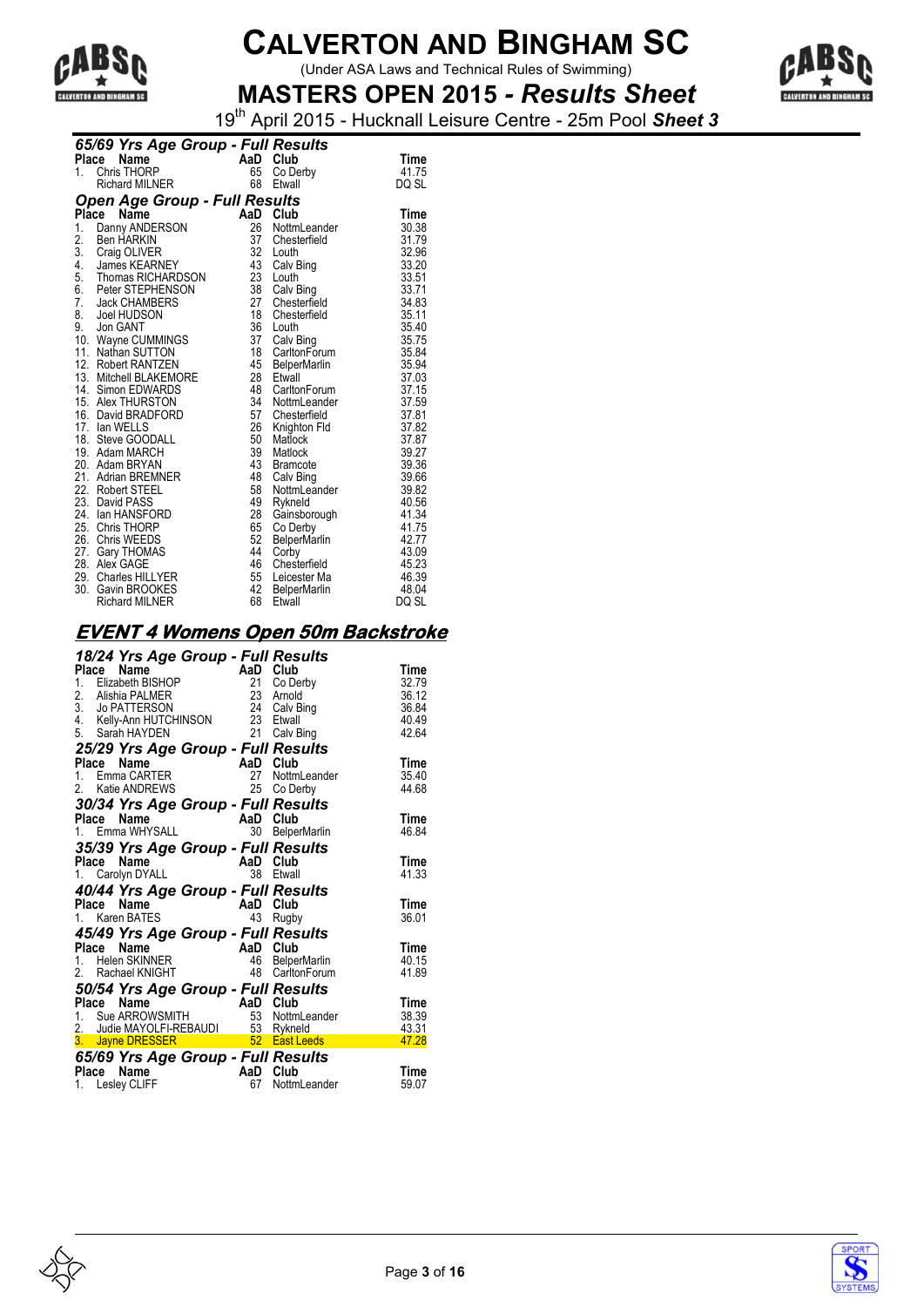# CALVERTON AND BINGHAM SC

(Under ASA Laws and Technical Rules of Swimming)

## MASTERS OPEN 2015 - *Results Sheet*

19th April 2015 - Hucknall Leisure Centre - 25m Pool ***Sheet 3***

### *65/69 Yrs Age Group - Full Results*

| Place | Name | AaD | Club | Time |
|---|---|---|---|---|
| 1. | Chris THORP | 65 | Co Derby | 41.75 |
| | Richard MILNER | 68 | Etwall | DQ SL |

### *Open Age Group - Full Results*

| Place | Name | AaD | Club | Time |
|---|---|---|---|---|
| 1. | Danny ANDERSON | 26 | NottmLeander | 30.38 |
| 2. | Ben HARKIN | 37 | Chesterfield | 31.79 |
| 3. | Craig OLIVER | 32 | Louth | 32.96 |
| 4. | James KEARNEY | 43 | Calv Bing | 33.20 |
| 5. | Thomas RICHARDSON | 23 | Louth | 33.51 |
| 6. | Peter STEPHENSON | 38 | Calv Bing | 33.71 |
| 7. | Jack CHAMBERS | 27 | Chesterfield | 34.83 |
| 8. | Joel HUDSON | 18 | Chesterfield | 35.11 |
| 9. | Jon GANT | 36 | Louth | 35.40 |
| 10. | Wayne CUMMINGS | 37 | Calv Bing | 35.75 |
| 11. | Nathan SUTTON | 18 | CarltonForum | 35.84 |
| 12. | Robert RANTZEN | 45 | BelperMarlin | 35.94 |
| 13. | Mitchell BLAKEMORE | 28 | Etwall | 37.03 |
| 14. | Simon EDWARDS | 48 | CarltonForum | 37.15 |
| 15. | Alex THURSTON | 34 | NottmLeander | 37.59 |
| 16. | David BRADFORD | 57 | Chesterfield | 37.81 |
| 17. | Ian WELLS | 26 | Knighton Fld | 37.82 |
| 18. | Steve GOODALL | 50 | Matlock | 37.87 |
| 19. | Adam MARCH | 39 | Matlock | 39.27 |
| 20. | Adam BRYAN | 43 | Bramcote | 39.36 |
| 21. | Adrian BREMNER | 48 | Calv Bing | 39.66 |
| 22. | Robert STEEL | 58 | NottmLeander | 39.82 |
| 23. | David PASS | 49 | Rykneld | 40.56 |
| 24. | Ian HANSFORD | 28 | Gainsborough | 41.34 |
| 25. | Chris THORP | 65 | Co Derby | 41.75 |
| 26. | Chris WEEDS | 52 | BelperMarlin | 42.77 |
| 27. | Gary THOMAS | 44 | Corby | 43.09 |
| 28. | Alex GAGE | 46 | Chesterfield | 45.23 |
| 29. | Charles HILLYER | 55 | Leicester Ma | 46.39 |
| 30. | Gavin BROOKES | 42 | BelperMarlin | 48.04 |
| | Richard MILNER | 68 | Etwall | DQ SL |

## *EVENT 4 Womens Open 50m Backstroke*

### *18/24 Yrs Age Group - Full Results*

| Place | Name | AaD | Club | Time |
|---|---|---|---|---|
| 1. | Elizabeth BISHOP | 21 | Co Derby | 32.79 |
| 2. | Alishia PALMER | 23 | Arnold | 36.12 |
| 3. | Jo PATTERSON | 24 | Calv Bing | 36.84 |
| 4. | Kelly-Ann HUTCHINSON | 23 | Etwall | 40.49 |
| 5. | Sarah HAYDEN | 21 | Calv Bing | 42.64 |

### *25/29 Yrs Age Group - Full Results*

| Place | Name | AaD | Club | Time |
|---|---|---|---|---|
| 1. | Emma CARTER | 27 | NottmLeander | 35.40 |
| 2. | Katie ANDREWS | 25 | Co Derby | 44.68 |

### *30/34 Yrs Age Group - Full Results*

| Place | Name | AaD | Club | Time |
|---|---|---|---|---|
| 1. | Emma WHYSALL | 30 | BelperMarlin | 46.84 |

### *35/39 Yrs Age Group - Full Results*

| Place | Name | AaD | Club | Time |
|---|---|---|---|---|
| 1. | Carolyn DYALL | 38 | Etwall | 41.33 |

### *40/44 Yrs Age Group - Full Results*

| Place | Name | AaD | Club | Time |
|---|---|---|---|---|
| 1. | Karen BATES | 43 | Rugby | 36.01 |

### *45/49 Yrs Age Group - Full Results*

| Place | Name | AaD | Club | Time |
|---|---|---|---|---|
| 1. | Helen SKINNER | 46 | BelperMarlin | 40.15 |
| 2. | Rachael KNIGHT | 48 | CarltonForum | 41.89 |

### *50/54 Yrs Age Group - Full Results*

| Place | Name | AaD | Club | Time |
|---|---|---|---|---|
| 1. | Sue ARROWSMITH | 53 | NottmLeander | 38.39 |
| 2. | Judie MAYOLFI-REBAUDI | 53 | Rykneld | 43.31 |
| 3. | Jayne DRESSER | 52 | East Leeds | 47.28 |

### *65/69 Yrs Age Group - Full Results*

| Place | Name | AaD | Club | Time |
|---|---|---|---|---|
| 1. | Lesley CLIFF | 67 | NottmLeander | 59.07 |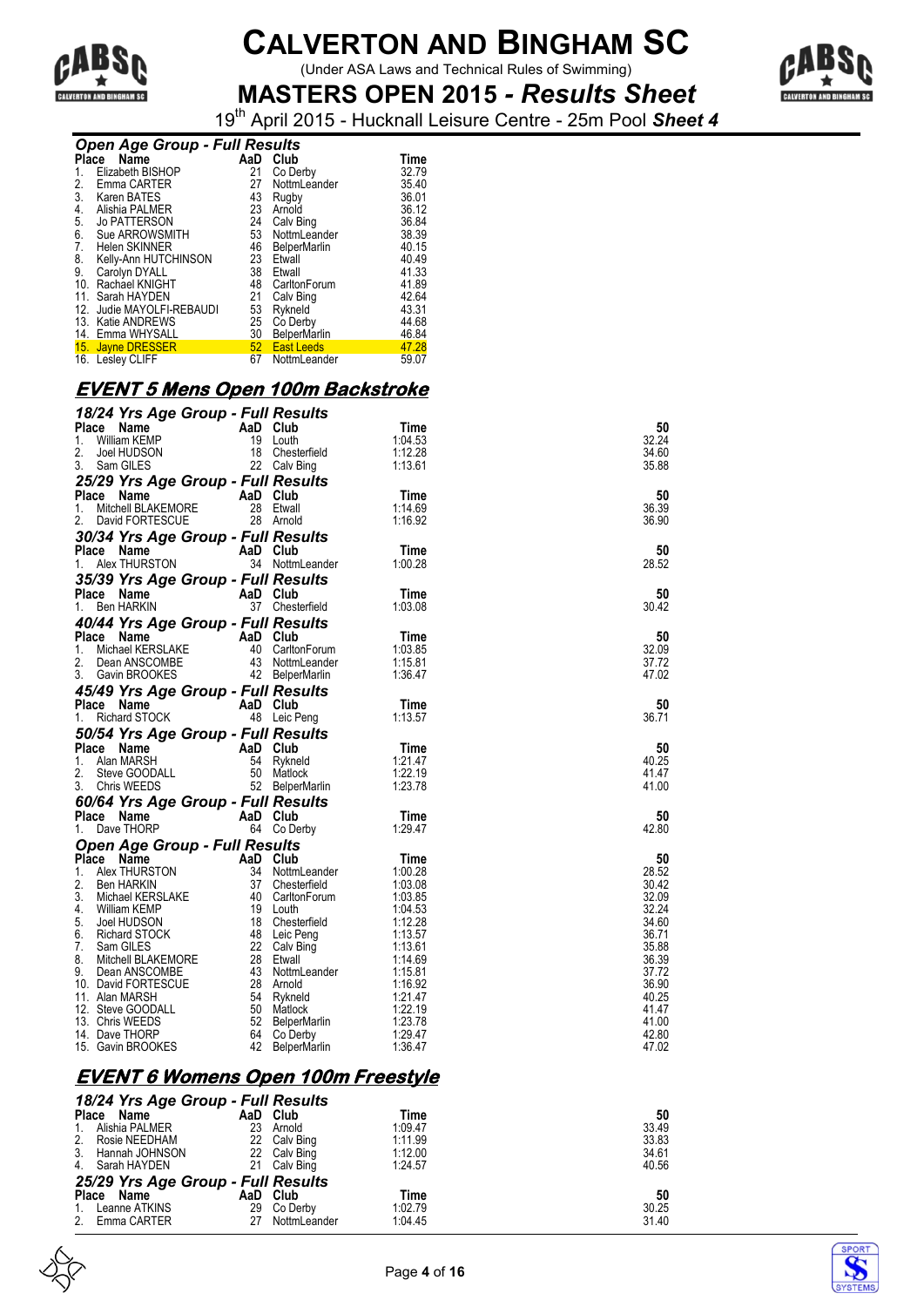# CALVERTON AND BINGHAM SC

(Under ASA Laws and Technical Rules of Swimming)

## MASTERS OPEN 2015 - *Results Sheet*

19th April 2015 - Hucknall Leisure Centre - 25m Pool **Sheet 4**

### *Open Age Group - Full Results*

| Place | Name | AaD | Club | Time |
|---|---|---|---|---|
| 1. | Elizabeth BISHOP | 21 | Co Derby | 32.79 |
| 2. | Emma CARTER | 27 | NottmLeander | 35.40 |
| 3. | Karen BATES | 43 | Rugby | 36.01 |
| 4. | Alishia PALMER | 23 | Arnold | 36.12 |
| 5. | Jo PATTERSON | 24 | Calv Bing | 36.84 |
| 6. | Sue ARROWSMITH | 53 | NottmLeander | 38.39 |
| 7. | Helen SKINNER | 46 | BelperMarlin | 40.15 |
| 8. | Kelly-Ann HUTCHINSON | 23 | Etwall | 40.49 |
| 9. | Carolyn DYALL | 38 | Etwall | 41.33 |
| 10. | Rachael KNIGHT | 48 | CarltonForum | 41.89 |
| 11. | Sarah HAYDEN | 21 | Calv Bing | 42.64 |
| 12. | Judie MAYOLFI-REBAUDI | 53 | Rykneld | 43.31 |
| 13. | Katie ANDREWS | 25 | Co Derby | 44.68 |
| 14. | Emma WHYSALL | 30 | BelperMarlin | 46.84 |
| 15. | Jayne DRESSER | 52 | East Leeds | 47.28 |
| 16. | Lesley CLIFF | 67 | NottmLeander | 59.07 |

## EVENT 5 Mens Open 100m Backstroke

### *18/24 Yrs Age Group - Full Results*

| Place | Name | AaD | Club | Time | 50 |
|---|---|---|---|---|---|
| 1. | William KEMP | 19 | Louth | 1:04.53 | 32.24 |
| 2. | Joel HUDSON | 18 | Chesterfield | 1:12.28 | 34.60 |
| 3. | Sam GILES | 22 | Calv Bing | 1:13.61 | 35.88 |

### *25/29 Yrs Age Group - Full Results*

| Place | Name | AaD | Club | Time | 50 |
|---|---|---|---|---|---|
| 1. | Mitchell BLAKEMORE | 28 | Etwall | 1:14.69 | 36.39 |
| 2. | David FORTESCUE | 28 | Arnold | 1:16.92 | 36.90 |

### *30/34 Yrs Age Group - Full Results*

| Place | Name | AaD | Club | Time | 50 |
|---|---|---|---|---|---|
| 1. | Alex THURSTON | 34 | NottmLeander | 1:00.28 | 28.52 |

### *35/39 Yrs Age Group - Full Results*

| Place | Name | AaD | Club | Time | 50 |
|---|---|---|---|---|---|
| 1. | Ben HARKIN | 37 | Chesterfield | 1:03.08 | 30.42 |

### *40/44 Yrs Age Group - Full Results*

| Place | Name | AaD | Club | Time | 50 |
|---|---|---|---|---|---|
| 1. | Michael KERSLAKE | 40 | CarltonForum | 1:03.85 | 32.09 |
| 2. | Dean ANSCOMBE | 43 | NottmLeander | 1:15.81 | 37.72 |
| 3. | Gavin BROOKES | 42 | BelperMarlin | 1:36.47 | 47.02 |

### *45/49 Yrs Age Group - Full Results*

| Place | Name | AaD | Club | Time | 50 |
|---|---|---|---|---|---|
| 1. | Richard STOCK | 48 | Leic Peng | 1:13.57 | 36.71 |

### *50/54 Yrs Age Group - Full Results*

| Place | Name | AaD | Club | Time | 50 |
|---|---|---|---|---|---|
| 1. | Alan MARSH | 54 | Rykneld | 1:21.47 | 40.25 |
| 2. | Steve GOODALL | 50 | Matlock | 1:22.19 | 41.47 |
| 3. | Chris WEEDS | 52 | BelperMarlin | 1:23.78 | 41.00 |

### *60/64 Yrs Age Group - Full Results*

| Place | Name | AaD | Club | Time | 50 |
|---|---|---|---|---|---|
| 1. | Dave THORP | 64 | Co Derby | 1:29.47 | 42.80 |

### *Open Age Group - Full Results*

| Place | Name | AaD | Club | Time | 50 |
|---|---|---|---|---|---|
| 1. | Alex THURSTON | 34 | NottmLeander | 1:00.28 | 28.52 |
| 2. | Ben HARKIN | 37 | Chesterfield | 1:03.08 | 30.42 |
| 3. | Michael KERSLAKE | 40 | CarltonForum | 1:03.85 | 32.09 |
| 4. | William KEMP | 19 | Louth | 1:04.53 | 32.24 |
| 5. | Joel HUDSON | 18 | Chesterfield | 1:12.28 | 34.60 |
| 6. | Richard STOCK | 48 | Leic Peng | 1:13.57 | 36.71 |
| 7. | Sam GILES | 22 | Calv Bing | 1:13.61 | 35.88 |
| 8. | Mitchell BLAKEMORE | 28 | Etwall | 1:14.69 | 36.39 |
| 9. | Dean ANSCOMBE | 43 | NottmLeander | 1:15.81 | 37.72 |
| 10. | David FORTESCUE | 28 | Arnold | 1:16.92 | 36.90 |
| 11. | Alan MARSH | 54 | Rykneld | 1:21.47 | 40.25 |
| 12. | Steve GOODALL | 50 | Matlock | 1:22.19 | 41.47 |
| 13. | Chris WEEDS | 52 | BelperMarlin | 1:23.78 | 41.00 |
| 14. | Dave THORP | 64 | Co Derby | 1:29.47 | 42.80 |
| 15. | Gavin BROOKES | 42 | BelperMarlin | 1:36.47 | 47.02 |

## EVENT 6 Womens Open 100m Freestyle

### *18/24 Yrs Age Group - Full Results*

| Place | Name | AaD | Club | Time | 50 |
|---|---|---|---|---|---|
| 1. | Alishia PALMER | 23 | Arnold | 1:09.47 | 33.49 |
| 2. | Rosie NEEDHAM | 22 | Calv Bing | 1:11.99 | 33.83 |
| 3. | Hannah JOHNSON | 22 | Calv Bing | 1:12.00 | 34.61 |
| 4. | Sarah HAYDEN | 21 | Calv Bing | 1:24.57 | 40.56 |

### *25/29 Yrs Age Group - Full Results*

| Place | Name | AaD | Club | Time | 50 |
|---|---|---|---|---|---|
| 1. | Leanne ATKINS | 29 | Co Derby | 1:02.79 | 30.25 |
| 2. | Emma CARTER | 27 | NottmLeander | 1:04.45 | 31.40 |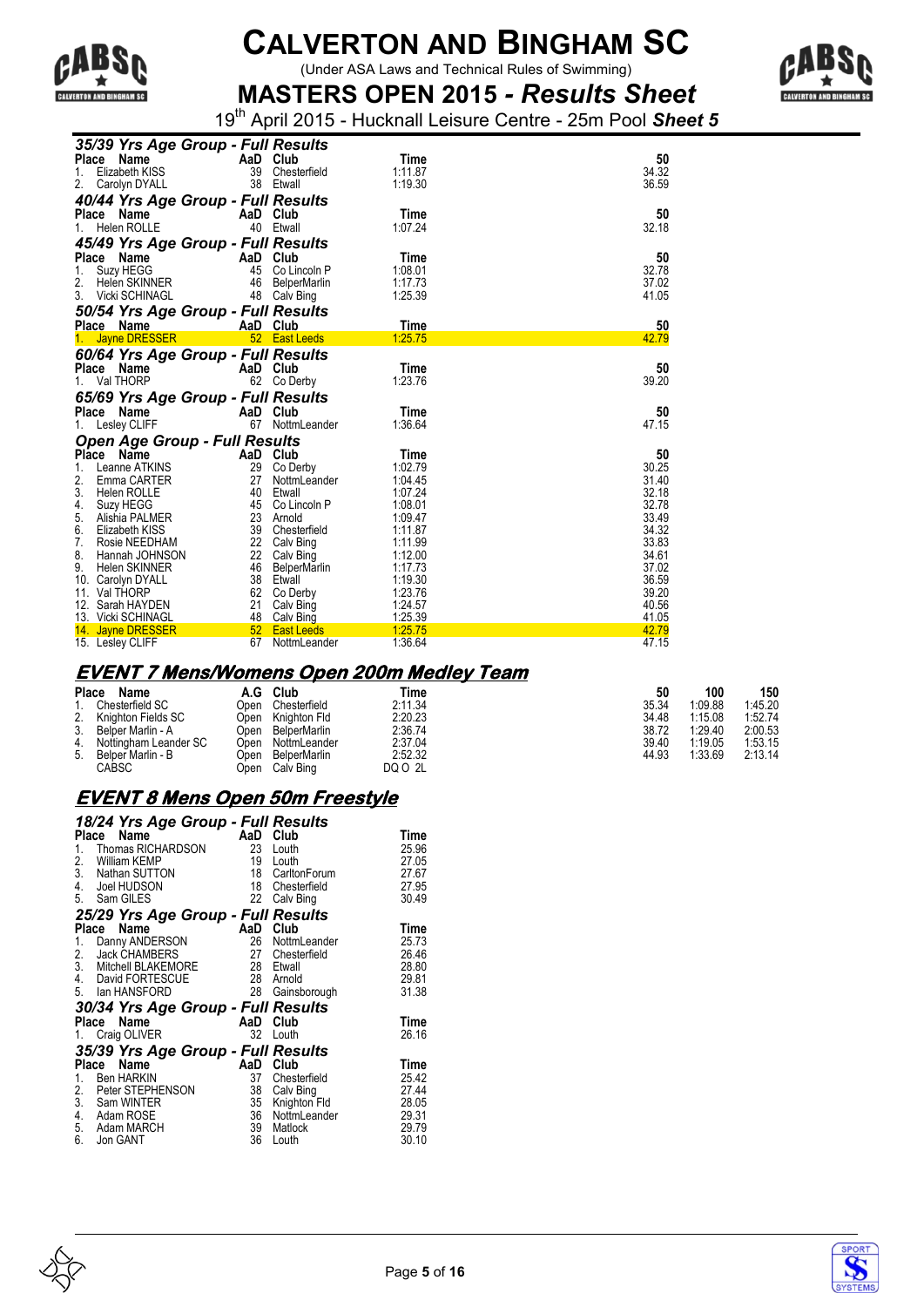# CALVERTON AND BINGHAM SC

(Under ASA Laws and Technical Rules of Swimming)

## MASTERS OPEN 2015 - *Results Sheet*

19th April 2015 - Hucknall Leisure Centre - 25m Pool ***Sheet 5***

### *35/39 Yrs Age Group - Full Results*

| Place | Name | AaD | Club | Time | 50 |
|---|---|---|---|---|---|
| 1. | Elizabeth KISS | 39 | Chesterfield | 1:11.87 | 34.32 |
| 2. | Carolyn DYALL | 38 | Etwall | 1:19.30 | 36.59 |

### *40/44 Yrs Age Group - Full Results*

| Place | Name | AaD | Club | Time | 50 |
|---|---|---|---|---|---|
| 1. | Helen ROLLE | 40 | Etwall | 1:07.24 | 32.18 |

### *45/49 Yrs Age Group - Full Results*

| Place | Name | AaD | Club | Time | 50 |
|---|---|---|---|---|---|
| 1. | Suzy HEGG | 45 | Co Lincoln P | 1:08.01 | 32.78 |
| 2. | Helen SKINNER | 46 | BelperMarlin | 1:17.73 | 37.02 |
| 3. | Vicki SCHINAGL | 48 | Calv Bing | 1:25.39 | 41.05 |

### *50/54 Yrs Age Group - Full Results*

| Place | Name | AaD | Club | Time | 50 |
|---|---|---|---|---|---|
| 1. | Jayne DRESSER | 52 | East Leeds | 1:25.75 | 42.79 |

### *60/64 Yrs Age Group - Full Results*

| Place | Name | AaD | Club | Time | 50 |
|---|---|---|---|---|---|
| 1. | Val THORP | 62 | Co Derby | 1:23.76 | 39.20 |

### *65/69 Yrs Age Group - Full Results*

| Place | Name | AaD | Club | Time | 50 |
|---|---|---|---|---|---|
| 1. | Lesley CLIFF | 67 | NottmLeander | 1:36.64 | 47.15 |

### *Open Age Group - Full Results*

| Place | Name | AaD | Club | Time | 50 |
|---|---|---|---|---|---|
| 1. | Leanne ATKINS | 29 | Co Derby | 1:02.79 | 30.25 |
| 2. | Emma CARTER | 27 | NottmLeander | 1:04.45 | 31.40 |
| 3. | Helen ROLLE | 40 | Etwall | 1:07.24 | 32.18 |
| 4. | Suzy HEGG | 45 | Co Lincoln P | 1:08.01 | 32.78 |
| 5. | Alishia PALMER | 23 | Arnold | 1:09.47 | 33.49 |
| 6. | Elizabeth KISS | 39 | Chesterfield | 1:11.87 | 34.32 |
| 7. | Rosie NEEDHAM | 22 | Calv Bing | 1:11.99 | 33.83 |
| 8. | Hannah JOHNSON | 22 | Calv Bing | 1:12.00 | 34.61 |
| 9. | Helen SKINNER | 46 | BelperMarlin | 1:17.73 | 37.02 |
| 10. | Carolyn DYALL | 38 | Etwall | 1:19.30 | 36.59 |
| 11. | Val THORP | 62 | Co Derby | 1:23.76 | 39.20 |
| 12. | Sarah HAYDEN | 21 | Calv Bing | 1:24.57 | 40.56 |
| 13. | Vicki SCHINAGL | 48 | Calv Bing | 1:25.39 | 41.05 |
| 14. | Jayne DRESSER | 52 | East Leeds | 1:25.75 | 42.79 |
| 15. | Lesley CLIFF | 67 | NottmLeander | 1:36.64 | 47.15 |

## *EVENT 7 Mens/Womens Open 200m Medley Team*

| Place | Name | A.G | Club | Time | 50 | 100 | 150 |
|---|---|---|---|---|---|---|---|
| 1. | Chesterfield SC | Open | Chesterfield | 2:11.34 | 35.34 | 1:09.88 | 1:45.20 |
| 2. | Knighton Fields SC | Open | Knighton Fld | 2:20.23 | 34.48 | 1:15.08 | 1:52.74 |
| 3. | Belper Marlin - A | Open | BelperMarlin | 2:36.74 | 38.72 | 1:29.40 | 2:00.53 |
| 4. | Nottingham Leander SC | Open | NottmLeander | 2:37.04 | 39.40 | 1:19.05 | 1:53.15 |
| 5. | Belper Marlin - B | Open | BelperMarlin | 2:52.32 | 44.93 | 1:33.69 | 2:13.14 |
| | CABSC | Open | Calv Bing | DQ O 2L | | | |

## *EVENT 8 Mens Open 50m Freestyle*

### *18/24 Yrs Age Group - Full Results*

| Place | Name | AaD | Club | Time |
|---|---|---|---|---|
| 1. | Thomas RICHARDSON | 23 | Louth | 25.96 |
| 2. | William KEMP | 19 | Louth | 27.05 |
| 3. | Nathan SUTTON | 18 | CarltonForum | 27.67 |
| 4. | Joel HUDSON | 18 | Chesterfield | 27.95 |
| 5. | Sam GILES | 22 | Calv Bing | 30.49 |

### *25/29 Yrs Age Group - Full Results*

| Place | Name | AaD | Club | Time |
|---|---|---|---|---|
| 1. | Danny ANDERSON | 26 | NottmLeander | 25.73 |
| 2. | Jack CHAMBERS | 27 | Chesterfield | 26.46 |
| 3. | Mitchell BLAKEMORE | 28 | Etwall | 28.80 |
| 4. | David FORTESCUE | 28 | Arnold | 29.81 |
| 5. | Ian HANSFORD | 28 | Gainsborough | 31.38 |

### *30/34 Yrs Age Group - Full Results*

| Place | Name | AaD | Club | Time |
|---|---|---|---|---|
| 1. | Craig OLIVER | 32 | Louth | 26.16 |

### *35/39 Yrs Age Group - Full Results*

| Place | Name | AaD | Club | Time |
|---|---|---|---|---|
| 1. | Ben HARKIN | 37 | Chesterfield | 25.42 |
| 2. | Peter STEPHENSON | 38 | Calv Bing | 27.44 |
| 3. | Sam WINTER | 35 | Knighton Fld | 28.05 |
| 4. | Adam ROSE | 36 | NottmLeander | 29.31 |
| 5. | Adam MARCH | 39 | Matlock | 29.79 |
| 6. | Jon GANT | 36 | Louth | 30.10 |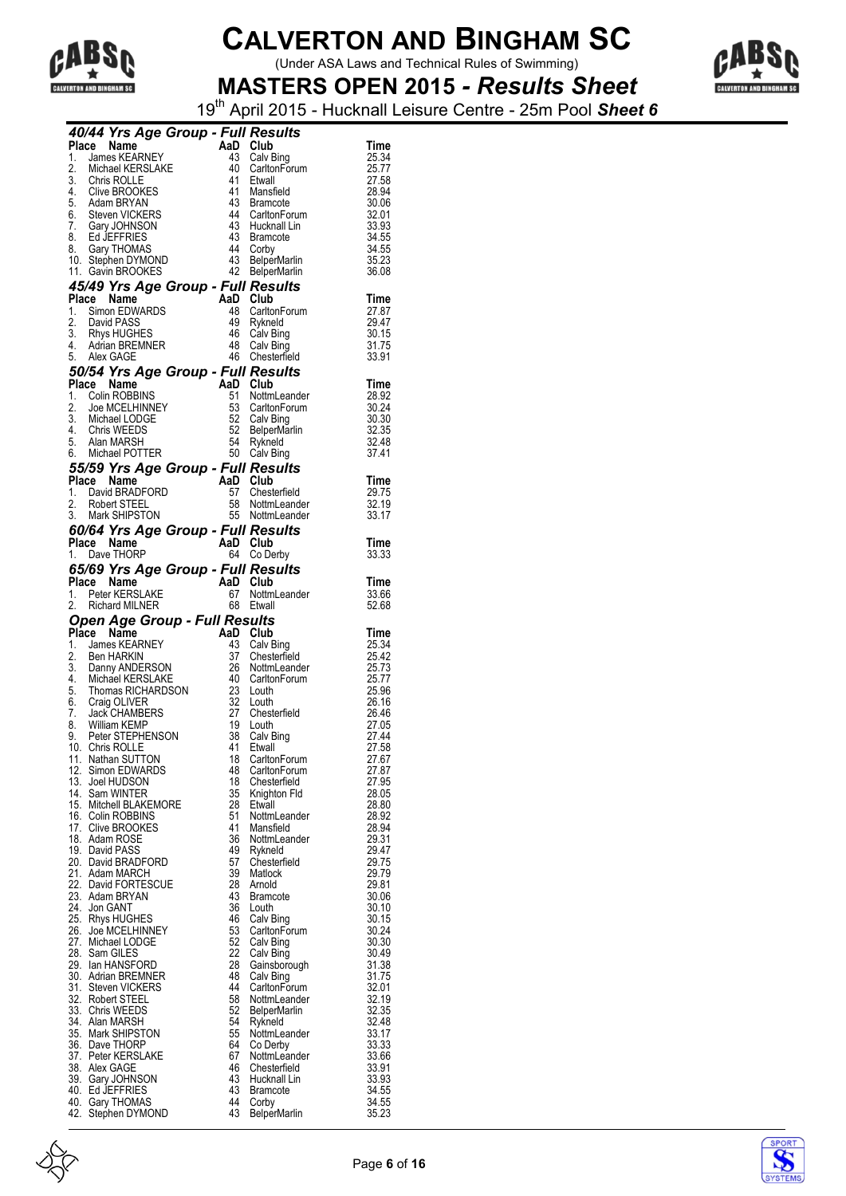# CALVERTON AND BINGHAM SC

(Under ASA Laws and Technical Rules of Swimming)

## MASTERS OPEN 2015 - *Results Sheet*

19th April 2015 - Hucknall Leisure Centre - 25m Pool ***Sheet 6***

### *40/44 Yrs Age Group - Full Results*

| Place | Name | AaD | Club | Time |
|---|---|---|---|---|
| 1. | James KEARNEY | 43 | Calv Bing | 25.34 |
| 2. | Michael KERSLAKE | 40 | CarltonForum | 25.77 |
| 3. | Chris ROLLE | 41 | Etwall | 27.58 |
| 4. | Clive BROOKES | 41 | Mansfield | 28.94 |
| 5. | Adam BRYAN | 43 | Bramcote | 30.06 |
| 6. | Steven VICKERS | 44 | CarltonForum | 32.01 |
| 7. | Gary JOHNSON | 43 | Hucknall Lin | 33.93 |
| 8. | Ed JEFFRIES | 43 | Bramcote | 34.55 |
| 8. | Gary THOMAS | 44 | Corby | 34.55 |
| 10. | Stephen DYMOND | 43 | BelperMarlin | 35.23 |
| 11. | Gavin BROOKES | 42 | BelperMarlin | 36.08 |

### *45/49 Yrs Age Group - Full Results*

| Place | Name | AaD | Club | Time |
|---|---|---|---|---|
| 1. | Simon EDWARDS | 48 | CarltonForum | 27.87 |
| 2. | David PASS | 49 | Rykneld | 29.47 |
| 3. | Rhys HUGHES | 46 | Calv Bing | 30.15 |
| 4. | Adrian BREMNER | 48 | Calv Bing | 31.75 |
| 5. | Alex GAGE | 46 | Chesterfield | 33.91 |

### *50/54 Yrs Age Group - Full Results*

| Place | Name | AaD | Club | Time |
|---|---|---|---|---|
| 1. | Colin ROBBINS | 51 | NottmLeander | 28.92 |
| 2. | Joe MCELHINNEY | 53 | CarltonForum | 30.24 |
| 3. | Michael LODGE | 52 | Calv Bing | 30.30 |
| 4. | Chris WEEDS | 52 | BelperMarlin | 32.35 |
| 5. | Alan MARSH | 54 | Rykneld | 32.48 |
| 6. | Michael POTTER | 50 | Calv Bing | 37.41 |

### *55/59 Yrs Age Group - Full Results*

| Place | Name | AaD | Club | Time |
|---|---|---|---|---|
| 1. | David BRADFORD | 57 | Chesterfield | 29.75 |
| 2. | Robert STEEL | 58 | NottmLeander | 32.19 |
| 3. | Mark SHIPSTON | 55 | NottmLeander | 33.17 |

### *60/64 Yrs Age Group - Full Results*

| Place | Name | AaD | Club | Time |
|---|---|---|---|---|
| 1. | Dave THORP | 64 | Co Derby | 33.33 |

### *65/69 Yrs Age Group - Full Results*

| Place | Name | AaD | Club | Time |
|---|---|---|---|---|
| 1. | Peter KERSLAKE | 67 | NottmLeander | 33.66 |
| 2. | Richard MILNER | 68 | Etwall | 52.68 |

### *Open Age Group - Full Results*

| Place | Name | AaD | Club | Time |
|---|---|---|---|---|
| 1. | James KEARNEY | 43 | Calv Bing | 25.34 |
| 2. | Ben HARKIN | 37 | Chesterfield | 25.42 |
| 3. | Danny ANDERSON | 26 | NottmLeander | 25.73 |
| 4. | Michael KERSLAKE | 40 | CarltonForum | 25.77 |
| 5. | Thomas RICHARDSON | 23 | Louth | 25.96 |
| 6. | Craig OLIVER | 32 | Louth | 26.16 |
| 7. | Jack CHAMBERS | 27 | Chesterfield | 26.46 |
| 8. | William KEMP | 19 | Louth | 27.05 |
| 9. | Peter STEPHENSON | 38 | Calv Bing | 27.44 |
| 10. | Chris ROLLE | 41 | Etwall | 27.58 |
| 11. | Nathan SUTTON | 18 | CarltonForum | 27.67 |
| 12. | Simon EDWARDS | 48 | CarltonForum | 27.87 |
| 13. | Joel HUDSON | 18 | Chesterfield | 27.95 |
| 14. | Sam WINTER | 35 | Knighton Fld | 28.05 |
| 15. | Mitchell BLAKEMORE | 28 | Etwall | 28.80 |
| 16. | Colin ROBBINS | 51 | NottmLeander | 28.92 |
| 17. | Clive BROOKES | 41 | Mansfield | 28.94 |
| 18. | Adam ROSE | 36 | NottmLeander | 29.31 |
| 19. | David PASS | 49 | Rykneld | 29.47 |
| 20. | David BRADFORD | 57 | Chesterfield | 29.75 |
| 21. | Adam MARCH | 39 | Matlock | 29.79 |
| 22. | David FORTESCUE | 28 | Arnold | 29.81 |
| 23. | Adam BRYAN | 43 | Bramcote | 30.06 |
| 24. | Jon GANT | 36 | Louth | 30.10 |
| 25. | Rhys HUGHES | 46 | Calv Bing | 30.15 |
| 26. | Joe MCELHINNEY | 53 | CarltonForum | 30.24 |
| 27. | Michael LODGE | 52 | Calv Bing | 30.30 |
| 28. | Sam GILES | 22 | Calv Bing | 30.49 |
| 29. | Ian HANSFORD | 28 | Gainsborough | 31.38 |
| 30. | Adrian BREMNER | 48 | Calv Bing | 31.75 |
| 31. | Steven VICKERS | 44 | CarltonForum | 32.01 |
| 32. | Robert STEEL | 58 | NottmLeander | 32.19 |
| 33. | Chris WEEDS | 52 | BelperMarlin | 32.35 |
| 34. | Alan MARSH | 54 | Rykneld | 32.48 |
| 35. | Mark SHIPSTON | 55 | NottmLeander | 33.17 |
| 36. | Dave THORP | 64 | Co Derby | 33.33 |
| 37. | Peter KERSLAKE | 67 | NottmLeander | 33.66 |
| 38. | Alex GAGE | 46 | Chesterfield | 33.91 |
| 39. | Gary JOHNSON | 43 | Hucknall Lin | 33.93 |
| 40. | Ed JEFFRIES | 43 | Bramcote | 34.55 |
| 40. | Gary THOMAS | 44 | Corby | 34.55 |
| 42. | Stephen DYMOND | 43 | BelperMarlin | 35.23 |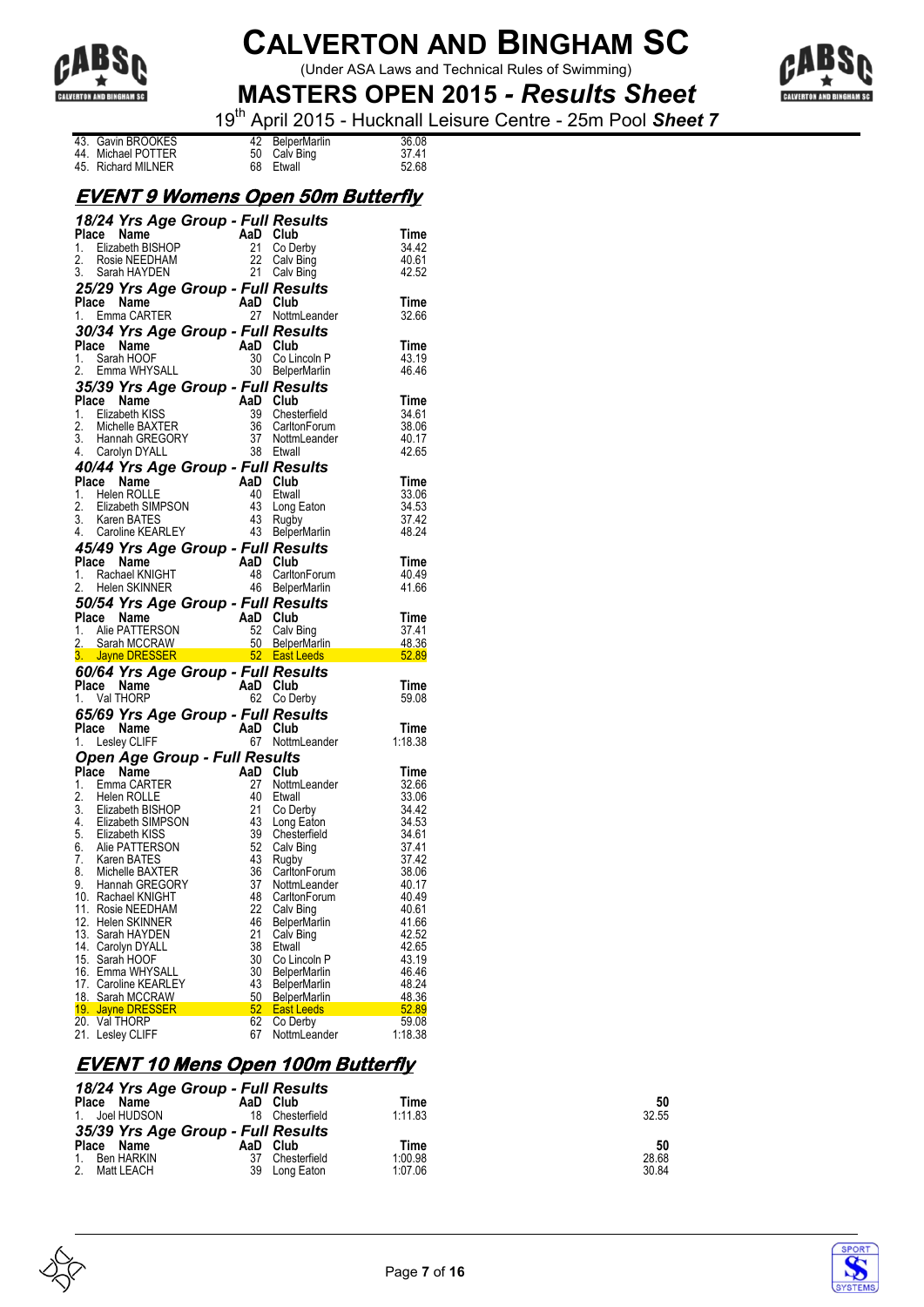# CALVERTON AND BINGHAM SC

(Under ASA Laws and Technical Rules of Swimming)

## MASTERS OPEN 2015 - *Results Sheet*

19th April 2015 - Hucknall Leisure Centre - 25m Pool ***Sheet 7***

| | | | |
|---|---|---|---|
| 43. Gavin BROOKES | 42 | BelperMarlin | 36.08 |
| 44. Michael POTTER | 50 | Calv Bing | 37.41 |
| 45. Richard MILNER | 68 | Etwall | 52.68 |

## EVENT 9 Womens Open 50m Butterfly

### 18/24 Yrs Age Group - Full Results

| Place | Name | AaD | Club | Time |
|---|---|---|---|---|
| 1. | Elizabeth BISHOP | 21 | Co Derby | 34.42 |
| 2. | Rosie NEEDHAM | 22 | Calv Bing | 40.61 |
| 3. | Sarah HAYDEN | 21 | Calv Bing | 42.52 |

### 25/29 Yrs Age Group - Full Results

| Place | Name | AaD | Club | Time |
|---|---|---|---|---|
| 1. | Emma CARTER | 27 | NottmLeander | 32.66 |

### 30/34 Yrs Age Group - Full Results

| Place | Name | AaD | Club | Time |
|---|---|---|---|---|
| 1. | Sarah HOOF | 30 | Co Lincoln P | 43.19 |
| 2. | Emma WHYSALL | 30 | BelperMarlin | 46.46 |

### 35/39 Yrs Age Group - Full Results

| Place | Name | AaD | Club | Time |
|---|---|---|---|---|
| 1. | Elizabeth KISS | 39 | Chesterfield | 34.61 |
| 2. | Michelle BAXTER | 36 | CarltonForum | 38.06 |
| 3. | Hannah GREGORY | 37 | NottmLeander | 40.17 |
| 4. | Carolyn DYALL | 38 | Etwall | 42.65 |

### 40/44 Yrs Age Group - Full Results

| Place | Name | AaD | Club | Time |
|---|---|---|---|---|
| 1. | Helen ROLLE | 40 | Etwall | 33.06 |
| 2. | Elizabeth SIMPSON | 43 | Long Eaton | 34.53 |
| 3. | Karen BATES | 43 | Rugby | 37.42 |
| 4. | Caroline KEARLEY | 43 | BelperMarlin | 48.24 |

### 45/49 Yrs Age Group - Full Results

| Place | Name | AaD | Club | Time |
|---|---|---|---|---|
| 1. | Rachael KNIGHT | 48 | CarltonForum | 40.49 |
| 2. | Helen SKINNER | 46 | BelperMarlin | 41.66 |

### 50/54 Yrs Age Group - Full Results

| Place | Name | AaD | Club | Time |
|---|---|---|---|---|
| 1. | Alie PATTERSON | 52 | Calv Bing | 37.41 |
| 2. | Sarah MCCRAW | 50 | BelperMarlin | 48.36 |
| 3. | Jayne DRESSER | 52 | East Leeds | 52.89 |

### 60/64 Yrs Age Group - Full Results

| Place | Name | AaD | Club | Time |
|---|---|---|---|---|
| 1. | Val THORP | 62 | Co Derby | 59.08 |

### 65/69 Yrs Age Group - Full Results

| Place | Name | AaD | Club | Time |
|---|---|---|---|---|
| 1. | Lesley CLIFF | 67 | NottmLeander | 1:18.38 |

### Open Age Group - Full Results

| Place | Name | AaD | Club | Time |
|---|---|---|---|---|
| 1. | Emma CARTER | 27 | NottmLeander | 32.66 |
| 2. | Helen ROLLE | 40 | Etwall | 33.06 |
| 3. | Elizabeth BISHOP | 21 | Co Derby | 34.42 |
| 4. | Elizabeth SIMPSON | 43 | Long Eaton | 34.53 |
| 5. | Elizabeth KISS | 39 | Chesterfield | 34.61 |
| 6. | Alie PATTERSON | 52 | Calv Bing | 37.41 |
| 7. | Karen BATES | 43 | Rugby | 37.42 |
| 8. | Michelle BAXTER | 36 | CarltonForum | 38.06 |
| 9. | Hannah GREGORY | 37 | NottmLeander | 40.17 |
| 10. | Rachael KNIGHT | 48 | CarltonForum | 40.49 |
| 11. | Rosie NEEDHAM | 22 | Calv Bing | 40.61 |
| 12. | Helen SKINNER | 46 | BelperMarlin | 41.66 |
| 13. | Sarah HAYDEN | 21 | Calv Bing | 42.52 |
| 14. | Carolyn DYALL | 38 | Etwall | 42.65 |
| 15. | Sarah HOOF | 30 | Co Lincoln P | 43.19 |
| 16. | Emma WHYSALL | 30 | BelperMarlin | 46.46 |
| 17. | Caroline KEARLEY | 43 | BelperMarlin | 48.24 |
| 18. | Sarah MCCRAW | 50 | BelperMarlin | 48.36 |
| 19. | Jayne DRESSER | 52 | East Leeds | 52.89 |
| 20. | Val THORP | 62 | Co Derby | 59.08 |
| 21. | Lesley CLIFF | 67 | NottmLeander | 1:18.38 |

## EVENT 10 Mens Open 100m Butterfly

### 18/24 Yrs Age Group - Full Results

| Place | Name | AaD | Club | Time | 50 |
|---|---|---|---|---|---|
| 1. | Joel HUDSON | 18 | Chesterfield | 1:11.83 | 32.55 |

### 35/39 Yrs Age Group - Full Results

| Place | Name | AaD | Club | Time | 50 |
|---|---|---|---|---|---|
| 1. | Ben HARKIN | 37 | Chesterfield | 1:00.98 | 28.68 |
| 2. | Matt LEACH | 39 | Long Eaton | 1:07.06 | 30.84 |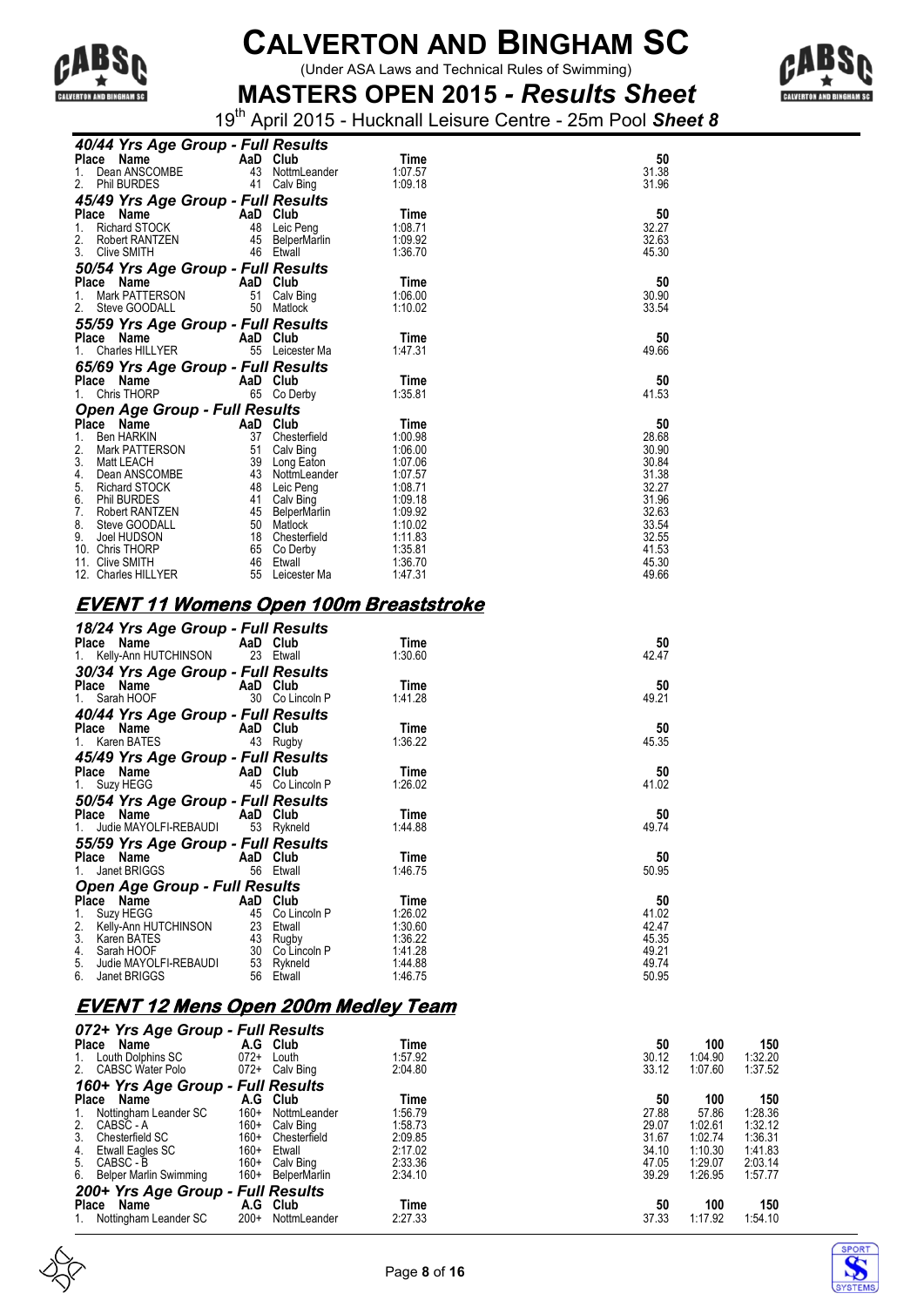# CALVERTON AND BINGHAM SC

(Under ASA Laws and Technical Rules of Swimming)

## MASTERS OPEN 2015 - *Results Sheet*

19th April 2015 - Hucknall Leisure Centre - 25m Pool **Sheet 8**

### *40/44 Yrs Age Group - Full Results*

| Place | Name | AaD | Club | Time | 50 |
|---|---|---|---|---|---|
| 1. | Dean ANSCOMBE | 43 | NottmLeander | 1:07.57 | 31.38 |
| 2. | Phil BURDES | 41 | Calv Bing | 1:09.18 | 31.96 |

### *45/49 Yrs Age Group - Full Results*

| Place | Name | AaD | Club | Time | 50 |
|---|---|---|---|---|---|
| 1. | Richard STOCK | 48 | Leic Peng | 1:08.71 | 32.27 |
| 2. | Robert RANTZEN | 45 | BelperMarlin | 1:09.92 | 32.63 |
| 3. | Clive SMITH | 46 | Etwall | 1:36.70 | 45.30 |

### *50/54 Yrs Age Group - Full Results*

| Place | Name | AaD | Club | Time | 50 |
|---|---|---|---|---|---|
| 1. | Mark PATTERSON | 51 | Calv Bing | 1:06.00 | 30.90 |
| 2. | Steve GOODALL | 50 | Matlock | 1:10.02 | 33.54 |

### *55/59 Yrs Age Group - Full Results*

| Place | Name | AaD | Club | Time | 50 |
|---|---|---|---|---|---|
| 1. | Charles HILLYER | 55 | Leicester Ma | 1:47.31 | 49.66 |

### *65/69 Yrs Age Group - Full Results*

| Place | Name | AaD | Club | Time | 50 |
|---|---|---|---|---|---|
| 1. | Chris THORP | 65 | Co Derby | 1:35.81 | 41.53 |

### *Open Age Group - Full Results*

| Place | Name | AaD | Club | Time | 50 |
|---|---|---|---|---|---|
| 1. | Ben HARKIN | 37 | Chesterfield | 1:00.98 | 28.68 |
| 2. | Mark PATTERSON | 51 | Calv Bing | 1:06.00 | 30.90 |
| 3. | Matt LEACH | 39 | Long Eaton | 1:07.06 | 30.84 |
| 4. | Dean ANSCOMBE | 43 | NottmLeander | 1:07.57 | 31.38 |
| 5. | Richard STOCK | 48 | Leic Peng | 1:08.71 | 32.27 |
| 6. | Phil BURDES | 41 | Calv Bing | 1:09.18 | 31.96 |
| 7. | Robert RANTZEN | 45 | BelperMarlin | 1:09.92 | 32.63 |
| 8. | Steve GOODALL | 50 | Matlock | 1:10.02 | 33.54 |
| 9. | Joel HUDSON | 18 | Chesterfield | 1:11.83 | 32.55 |
| 10. | Chris THORP | 65 | Co Derby | 1:35.81 | 41.53 |
| 11. | Clive SMITH | 46 | Etwall | 1:36.70 | 45.30 |
| 12. | Charles HILLYER | 55 | Leicester Ma | 1:47.31 | 49.66 |

## EVENT 11 Womens Open 100m Breaststroke

### *18/24 Yrs Age Group - Full Results*

| Place | Name | AaD | Club | Time | 50 |
|---|---|---|---|---|---|
| 1. | Kelly-Ann HUTCHINSON | 23 | Etwall | 1:30.60 | 42.47 |

### *30/34 Yrs Age Group - Full Results*

| Place | Name | AaD | Club | Time | 50 |
|---|---|---|---|---|---|
| 1. | Sarah HOOF | 30 | Co Lincoln P | 1:41.28 | 49.21 |

### *40/44 Yrs Age Group - Full Results*

| Place | Name | AaD | Club | Time | 50 |
|---|---|---|---|---|---|
| 1. | Karen BATES | 43 | Rugby | 1:36.22 | 45.35 |

### *45/49 Yrs Age Group - Full Results*

| Place | Name | AaD | Club | Time | 50 |
|---|---|---|---|---|---|
| 1. | Suzy HEGG | 45 | Co Lincoln P | 1:26.02 | 41.02 |

### *50/54 Yrs Age Group - Full Results*

| Place | Name | AaD | Club | Time | 50 |
|---|---|---|---|---|---|
| 1. | Judie MAYOLFI-REBAUDI | 53 | Rykneld | 1:44.88 | 49.74 |

### *55/59 Yrs Age Group - Full Results*

| Place | Name | AaD | Club | Time | 50 |
|---|---|---|---|---|---|
| 1. | Janet BRIGGS | 56 | Etwall | 1:46.75 | 50.95 |

### *Open Age Group - Full Results*

| Place | Name | AaD | Club | Time | 50 |
|---|---|---|---|---|---|
| 1. | Suzy HEGG | 45 | Co Lincoln P | 1:26.02 | 41.02 |
| 2. | Kelly-Ann HUTCHINSON | 23 | Etwall | 1:30.60 | 42.47 |
| 3. | Karen BATES | 43 | Rugby | 1:36.22 | 45.35 |
| 4. | Sarah HOOF | 30 | Co Lincoln P | 1:41.28 | 49.21 |
| 5. | Judie MAYOLFI-REBAUDI | 53 | Rykneld | 1:44.88 | 49.74 |
| 6. | Janet BRIGGS | 56 | Etwall | 1:46.75 | 50.95 |

## EVENT 12 Mens Open 200m Medley Team

### *072+ Yrs Age Group - Full Results*

| Place | Name | A.G | Club | Time | 50 | 100 | 150 |
|---|---|---|---|---|---|---|---|
| 1. | Louth Dolphins SC | 072+ | Louth | 1:57.92 | 30.12 | 1:04.90 | 1:32.20 |
| 2. | CABSC Water Polo | 072+ | Calv Bing | 2:04.80 | 33.12 | 1:07.60 | 1:37.52 |

### *160+ Yrs Age Group - Full Results*

| Place | Name | A.G | Club | Time | 50 | 100 | 150 |
|---|---|---|---|---|---|---|---|
| 1. | Nottingham Leander SC | 160+ | NottmLeander | 1:56.79 | 27.88 | 57.86 | 1:28.36 |
| 2. | CABSC - A | 160+ | Calv Bing | 1:58.73 | 29.07 | 1:02.61 | 1:32.12 |
| 3. | Chesterfield SC | 160+ | Chesterfield | 2:09.85 | 31.67 | 1:02.74 | 1:36.31 |
| 4. | Etwall Eagles SC | 160+ | Etwall | 2:17.02 | 34.10 | 1:10.30 | 1:41.83 |
| 5. | CABSC - B | 160+ | Calv Bing | 2:33.36 | 47.05 | 1:29.07 | 2:03.14 |
| 6. | Belper Marlin Swimming | 160+ | BelperMarlin | 2:34.10 | 39.29 | 1:26.95 | 1:57.77 |

### *200+ Yrs Age Group - Full Results*

| Place | Name | A.G | Club | Time | 50 | 100 | 150 |
|---|---|---|---|---|---|---|---|
| 1. | Nottingham Leander SC | 200+ | NottmLeander | 2:27.33 | 37.33 | 1:17.92 | 1:54.10 |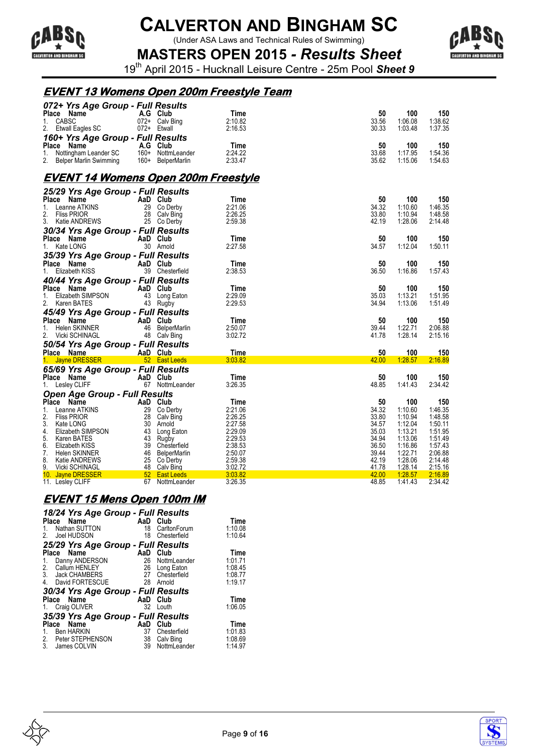# CALVERTON AND BINGHAM SC

(Under ASA Laws and Technical Rules of Swimming)

## MASTERS OPEN 2015 - *Results Sheet*

19th April 2015 - Hucknall Leisure Centre - 25m Pool ***Sheet 9***

## *EVENT 13 Womens Open 200m Freestyle Team*

### *072+ Yrs Age Group - Full Results*

| Place | Name | A.G | Club | Time | 50 | 100 | 150 |
|---|---|---|---|---|---|---|---|
| 1. | CABSC | 072+ | Calv Bing | 2:10.82 | 33.56 | 1:06.08 | 1:38.62 |
| 2. | Etwall Eagles SC | 072+ | Etwall | 2:16.53 | 30.33 | 1:03.48 | 1:37.35 |

### *160+ Yrs Age Group - Full Results*

| Place | Name | A.G | Club | Time | 50 | 100 | 150 |
|---|---|---|---|---|---|---|---|
| 1. | Nottingham Leander SC | 160+ | NottmLeander | 2:24.22 | 33.68 | 1:17.95 | 1:54.36 |
| 2. | Belper Marlin Swimming | 160+ | BelperMarlin | 2:33.47 | 35.62 | 1:15.06 | 1:54.63 |

## *EVENT 14 Womens Open 200m Freestyle*

### *25/29 Yrs Age Group - Full Results*

| Place | Name | AaD | Club | Time | 50 | 100 | 150 |
|---|---|---|---|---|---|---|---|
| 1. | Leanne ATKINS | 29 | Co Derby | 2:21.06 | 34.32 | 1:10.60 | 1:46.35 |
| 2. | Fliss PRIOR | 28 | Calv Bing | 2:26.25 | 33.80 | 1:10.94 | 1:48.58 |
| 3. | Katie ANDREWS | 25 | Co Derby | 2:59.38 | 42.19 | 1:28.06 | 2:14.48 |

### *30/34 Yrs Age Group - Full Results*

| Place | Name | AaD | Club | Time | 50 | 100 | 150 |
|---|---|---|---|---|---|---|---|
| 1. | Kate LONG | 30 | Arnold | 2:27.58 | 34.57 | 1:12.04 | 1:50.11 |

### *35/39 Yrs Age Group - Full Results*

| Place | Name | AaD | Club | Time | 50 | 100 | 150 |
|---|---|---|---|---|---|---|---|
| 1. | Elizabeth KISS | 39 | Chesterfield | 2:38.53 | 36.50 | 1:16.86 | 1:57.43 |

### *40/44 Yrs Age Group - Full Results*

| Place | Name | AaD | Club | Time | 50 | 100 | 150 |
|---|---|---|---|---|---|---|---|
| 1. | Elizabeth SIMPSON | 43 | Long Eaton | 2:29.09 | 35.03 | 1:13.21 | 1:51.95 |
| 2. | Karen BATES | 43 | Rugby | 2:29.53 | 34.94 | 1:13.06 | 1:51.49 |

### *45/49 Yrs Age Group - Full Results*

| Place | Name | AaD | Club | Time | 50 | 100 | 150 |
|---|---|---|---|---|---|---|---|
| 1. | Helen SKINNER | 46 | BelperMarlin | 2:50.07 | 39.44 | 1:22.71 | 2:06.88 |
| 2. | Vicki SCHINAGL | 48 | Calv Bing | 3:02.72 | 41.78 | 1:28.14 | 2:15.16 |

### *50/54 Yrs Age Group - Full Results*

| Place | Name | AaD | Club | Time | 50 | 100 | 150 |
|---|---|---|---|---|---|---|---|
| 1. | Jayne DRESSER | 52 | East Leeds | 3:03.82 | 42.00 | 1:28.57 | 2:16.89 |

### *65/69 Yrs Age Group - Full Results*

| Place | Name | AaD | Club | Time | 50 | 100 | 150 |
|---|---|---|---|---|---|---|---|
| 1. | Lesley CLIFF | 67 | NottmLeander | 3:26.35 | 48.85 | 1:41.43 | 2:34.42 |

### *Open Age Group - Full Results*

| Place | Name | AaD | Club | Time | 50 | 100 | 150 |
|---|---|---|---|---|---|---|---|
| 1. | Leanne ATKINS | 29 | Co Derby | 2:21.06 | 34.32 | 1:10.60 | 1:46.35 |
| 2. | Fliss PRIOR | 28 | Calv Bing | 2:26.25 | 33.80 | 1:10.94 | 1:48.58 |
| 3. | Kate LONG | 30 | Arnold | 2:27.58 | 34.57 | 1:12.04 | 1:50.11 |
| 4. | Elizabeth SIMPSON | 43 | Long Eaton | 2:29.09 | 35.03 | 1:13.21 | 1:51.95 |
| 5. | Karen BATES | 43 | Rugby | 2:29.53 | 34.94 | 1:13.06 | 1:51.49 |
| 6. | Elizabeth KISS | 39 | Chesterfield | 2:38.53 | 36.50 | 1:16.86 | 1:57.43 |
| 7. | Helen SKINNER | 46 | BelperMarlin | 2:50.07 | 39.44 | 1:22.71 | 2:06.88 |
| 8. | Katie ANDREWS | 25 | Co Derby | 2:59.38 | 42.19 | 1:28.06 | 2:14.48 |
| 9. | Vicki SCHINAGL | 48 | Calv Bing | 3:02.72 | 41.78 | 1:28.14 | 2:15.16 |
| 10. | Jayne DRESSER | 52 | East Leeds | 3:03.82 | 42.00 | 1:28.57 | 2:16.89 |
| 11. | Lesley CLIFF | 67 | NottmLeander | 3:26.35 | 48.85 | 1:41.43 | 2:34.42 |

## *EVENT 15 Mens Open 100m IM*

### *18/24 Yrs Age Group - Full Results*

| Place | Name | AaD | Club | Time |
|---|---|---|---|---|
| 1. | Nathan SUTTON | 18 | CarltonForum | 1:10.08 |
| 2. | Joel HUDSON | 18 | Chesterfield | 1:10.64 |

### *25/29 Yrs Age Group - Full Results*

| Place | Name | AaD | Club | Time |
|---|---|---|---|---|
| 1. | Danny ANDERSON | 26 | NottmLeander | 1:01.71 |
| 2. | Callum HENLEY | 26 | Long Eaton | 1:08.45 |
| 3. | Jack CHAMBERS | 27 | Chesterfield | 1:08.77 |
| 4. | David FORTESCUE | 28 | Arnold | 1:19.17 |

### *30/34 Yrs Age Group - Full Results*

| Place | Name | AaD | Club | Time |
|---|---|---|---|---|
| 1. | Craig OLIVER | 32 | Louth | 1:06.05 |

### *35/39 Yrs Age Group - Full Results*

| Place | Name | AaD | Club | Time |
|---|---|---|---|---|
| 1. | Ben HARKIN | 37 | Chesterfield | 1:01.83 |
| 2. | Peter STEPHENSON | 38 | Calv Bing | 1:08.69 |
| 3. | James COLVIN | 39 | NottmLeander | 1:14.97 |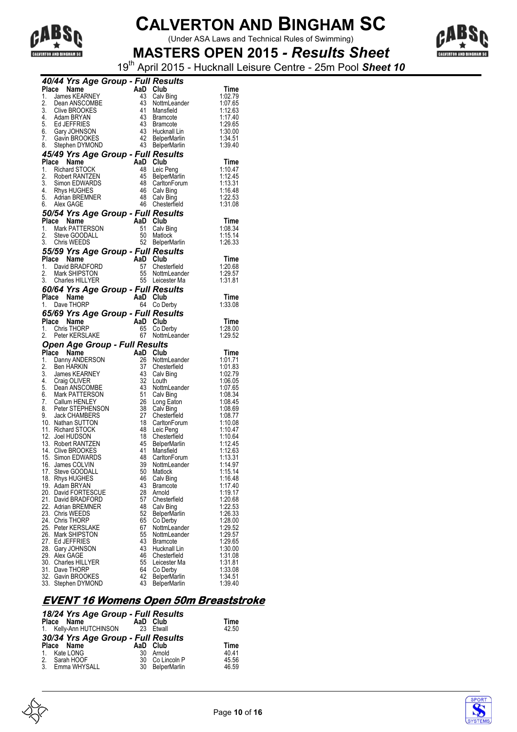# CALVERTON AND BINGHAM SC

(Under ASA Laws and Technical Rules of Swimming)

## MASTERS OPEN 2015 - *Results Sheet*

19th April 2015 - Hucknall Leisure Centre - 25m Pool ***Sheet 10***

### *40/44 Yrs Age Group - Full Results*

| Place | Name | AaD | Club | Time |
|---|---|---|---|---|
| 1. | James KEARNEY | 43 | Calv Bing | 1:02.79 |
| 2. | Dean ANSCOMBE | 43 | NottmLeander | 1:07.65 |
| 3. | Clive BROOKES | 41 | Mansfield | 1:12.63 |
| 4. | Adam BRYAN | 43 | Bramcote | 1:17.40 |
| 5. | Ed JEFFRIES | 43 | Bramcote | 1:29.65 |
| 6. | Gary JOHNSON | 43 | Hucknall Lin | 1:30.00 |
| 7. | Gavin BROOKES | 42 | BelperMarlin | 1:34.51 |
| 8. | Stephen DYMOND | 43 | BelperMarlin | 1:39.40 |

### *45/49 Yrs Age Group - Full Results*

| Place | Name | AaD | Club | Time |
|---|---|---|---|---|
| 1. | Richard STOCK | 48 | Leic Peng | 1:10.47 |
| 2. | Robert RANTZEN | 45 | BelperMarlin | 1:12.45 |
| 3. | Simon EDWARDS | 48 | CarltonForum | 1:13.31 |
| 4. | Rhys HUGHES | 46 | Calv Bing | 1:16.48 |
| 5. | Adrian BREMNER | 48 | Calv Bing | 1:22.53 |
| 6. | Alex GAGE | 46 | Chesterfield | 1:31.08 |

### *50/54 Yrs Age Group - Full Results*

| Place | Name | AaD | Club | Time |
|---|---|---|---|---|
| 1. | Mark PATTERSON | 51 | Calv Bing | 1:08.34 |
| 2. | Steve GOODALL | 50 | Matlock | 1:15.14 |
| 3. | Chris WEEDS | 52 | BelperMarlin | 1:26.33 |

### *55/59 Yrs Age Group - Full Results*

| Place | Name | AaD | Club | Time |
|---|---|---|---|---|
| 1. | David BRADFORD | 57 | Chesterfield | 1:20.68 |
| 2. | Mark SHIPSTON | 55 | NottmLeander | 1:29.57 |
| 3. | Charles HILLYER | 55 | Leicester Ma | 1:31.81 |

### *60/64 Yrs Age Group - Full Results*

| Place | Name | AaD | Club | Time |
|---|---|---|---|---|
| 1. | Dave THORP | 64 | Co Derby | 1:33.08 |

### *65/69 Yrs Age Group - Full Results*

| Place | Name | AaD | Club | Time |
|---|---|---|---|---|
| 1. | Chris THORP | 65 | Co Derby | 1:28.00 |
| 2. | Peter KERSLAKE | 67 | NottmLeander | 1:29.52 |

### *Open Age Group - Full Results*

| Place | Name | AaD | Club | Time |
|---|---|---|---|---|
| 1. | Danny ANDERSON | 26 | NottmLeander | 1:01.71 |
| 2. | Ben HARKIN | 37 | Chesterfield | 1:01.83 |
| 3. | James KEARNEY | 43 | Calv Bing | 1:02.79 |
| 4. | Craig OLIVER | 32 | Louth | 1:06.05 |
| 5. | Dean ANSCOMBE | 43 | NottmLeander | 1:07.65 |
| 6. | Mark PATTERSON | 51 | Calv Bing | 1:08.34 |
| 7. | Callum HENLEY | 26 | Long Eaton | 1:08.45 |
| 8. | Peter STEPHENSON | 38 | Calv Bing | 1:08.69 |
| 9. | Jack CHAMBERS | 27 | Chesterfield | 1:08.77 |
| 10. | Nathan SUTTON | 18 | CarltonForum | 1:10.08 |
| 11. | Richard STOCK | 48 | Leic Peng | 1:10.47 |
| 12. | Joel HUDSON | 18 | Chesterfield | 1:10.64 |
| 13. | Robert RANTZEN | 45 | BelperMarlin | 1:12.45 |
| 14. | Clive BROOKES | 41 | Mansfield | 1:12.63 |
| 15. | Simon EDWARDS | 48 | CarltonForum | 1:13.31 |
| 16. | James COLVIN | 39 | NottmLeander | 1:14.97 |
| 17. | Steve GOODALL | 50 | Matlock | 1:15.14 |
| 18. | Rhys HUGHES | 46 | Calv Bing | 1:16.48 |
| 19. | Adam BRYAN | 43 | Bramcote | 1:17.40 |
| 20. | David FORTESCUE | 28 | Arnold | 1:19.17 |
| 21. | David BRADFORD | 57 | Chesterfield | 1:20.68 |
| 22. | Adrian BREMNER | 48 | Calv Bing | 1:22.53 |
| 23. | Chris WEEDS | 52 | BelperMarlin | 1:26.33 |
| 24. | Chris THORP | 65 | Co Derby | 1:28.00 |
| 25. | Peter KERSLAKE | 67 | NottmLeander | 1:29.52 |
| 26. | Mark SHIPSTON | 55 | NottmLeander | 1:29.57 |
| 27. | Ed JEFFRIES | 43 | Bramcote | 1:29.65 |
| 28. | Gary JOHNSON | 43 | Hucknall Lin | 1:30.00 |
| 29. | Alex GAGE | 46 | Chesterfield | 1:31.08 |
| 30. | Charles HILLYER | 55 | Leicester Ma | 1:31.81 |
| 31. | Dave THORP | 64 | Co Derby | 1:33.08 |
| 32. | Gavin BROOKES | 42 | BelperMarlin | 1:34.51 |
| 33. | Stephen DYMOND | 43 | BelperMarlin | 1:39.40 |

## *EVENT 16 Womens Open 50m Breaststroke*

### *18/24 Yrs Age Group - Full Results*

| Place | Name | AaD | Club | Time |
|---|---|---|---|---|
| 1. | Kelly-Ann HUTCHINSON | 23 | Etwall | 42.50 |

### *30/34 Yrs Age Group - Full Results*

| Place | Name | AaD | Club | Time |
|---|---|---|---|---|
| 1. | Kate LONG | 30 | Arnold | 40.41 |
| 2. | Sarah HOOF | 30 | Co Lincoln P | 45.56 |
| 3. | Emma WHYSALL | 30 | BelperMarlin | 46.59 |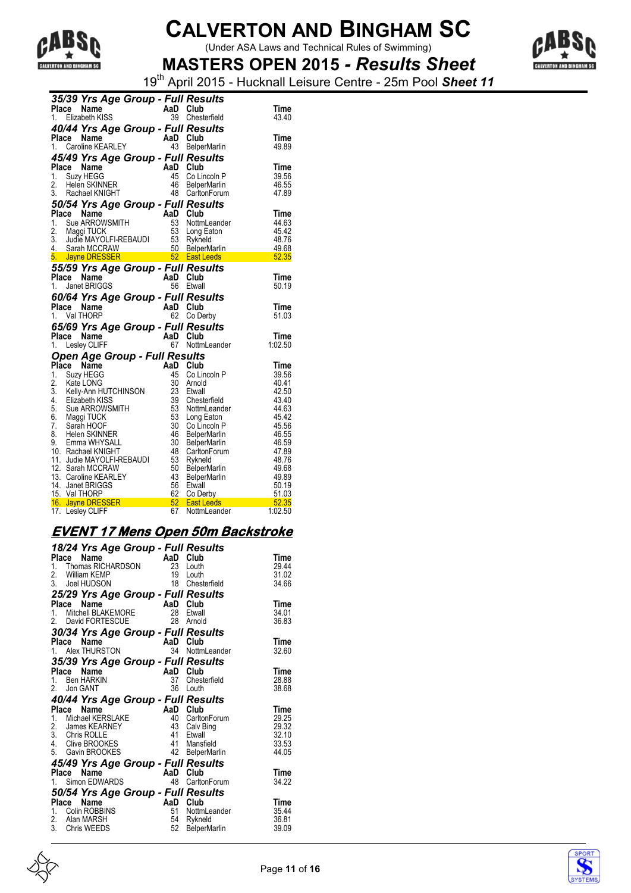# CALVERTON AND BINGHAM SC

(Under ASA Laws and Technical Rules of Swimming)

## MASTERS OPEN 2015 - *Results Sheet*

19th April 2015 - Hucknall Leisure Centre - 25m Pool ***Sheet 11***

### *35/39 Yrs Age Group - Full Results*

| Place | Name | AaD | Club | Time |
|---|---|---|---|---|
| 1. | Elizabeth KISS | 39 | Chesterfield | 43.40 |

### *40/44 Yrs Age Group - Full Results*

| Place | Name | AaD | Club | Time |
|---|---|---|---|---|
| 1. | Caroline KEARLEY | 43 | BelperMarlin | 49.89 |

### *45/49 Yrs Age Group - Full Results*

| Place | Name | AaD | Club | Time |
|---|---|---|---|---|
| 1. | Suzy HEGG | 45 | Co Lincoln P | 39.56 |
| 2. | Helen SKINNER | 46 | BelperMarlin | 46.55 |
| 3. | Rachael KNIGHT | 48 | CarltonForum | 47.89 |

### *50/54 Yrs Age Group - Full Results*

| Place | Name | AaD | Club | Time |
|---|---|---|---|---|
| 1. | Sue ARROWSMITH | 53 | NottmLeander | 44.63 |
| 2. | Maggi TUCK | 53 | Long Eaton | 45.42 |
| 3. | Judie MAYOLFI-REBAUDI | 53 | Rykneld | 48.76 |
| 4. | Sarah MCCRAW | 50 | BelperMarlin | 49.68 |
| 5. | Jayne DRESSER | 52 | East Leeds | 52.35 |

### *55/59 Yrs Age Group - Full Results*

| Place | Name | AaD | Club | Time |
|---|---|---|---|---|
| 1. | Janet BRIGGS | 56 | Etwall | 50.19 |

### *60/64 Yrs Age Group - Full Results*

| Place | Name | AaD | Club | Time |
|---|---|---|---|---|
| 1. | Val THORP | 62 | Co Derby | 51.03 |

### *65/69 Yrs Age Group - Full Results*

| Place | Name | AaD | Club | Time |
|---|---|---|---|---|
| 1. | Lesley CLIFF | 67 | NottmLeander | 1:02.50 |

### *Open Age Group - Full Results*

| Place | Name | AaD | Club | Time |
|---|---|---|---|---|
| 1. | Suzy HEGG | 45 | Co Lincoln P | 39.56 |
| 2. | Kate LONG | 30 | Arnold | 40.41 |
| 3. | Kelly-Ann HUTCHINSON | 23 | Etwall | 42.50 |
| 4. | Elizabeth KISS | 39 | Chesterfield | 43.40 |
| 5. | Sue ARROWSMITH | 53 | NottmLeander | 44.63 |
| 6. | Maggi TUCK | 53 | Long Eaton | 45.42 |
| 7. | Sarah HOOF | 30 | Co Lincoln P | 45.56 |
| 8. | Helen SKINNER | 46 | BelperMarlin | 46.55 |
| 9. | Emma WHYSALL | 30 | BelperMarlin | 46.59 |
| 10. | Rachael KNIGHT | 48 | CarltonForum | 47.89 |
| 11. | Judie MAYOLFI-REBAUDI | 53 | Rykneld | 48.76 |
| 12. | Sarah MCCRAW | 50 | BelperMarlin | 49.68 |
| 13. | Caroline KEARLEY | 43 | BelperMarlin | 49.89 |
| 14. | Janet BRIGGS | 56 | Etwall | 50.19 |
| 15. | Val THORP | 62 | Co Derby | 51.03 |
| 16. | Jayne DRESSER | 52 | East Leeds | 52.35 |
| 17. | Lesley CLIFF | 67 | NottmLeander | 1:02.50 |

## ***EVENT 17 Mens Open 50m Backstroke***

### *18/24 Yrs Age Group - Full Results*

| Place | Name | AaD | Club | Time |
|---|---|---|---|---|
| 1. | Thomas RICHARDSON | 23 | Louth | 29.44 |
| 2. | William KEMP | 19 | Louth | 31.02 |
| 3. | Joel HUDSON | 18 | Chesterfield | 34.66 |

### *25/29 Yrs Age Group - Full Results*

| Place | Name | AaD | Club | Time |
|---|---|---|---|---|
| 1. | Mitchell BLAKEMORE | 28 | Etwall | 34.01 |
| 2. | David FORTESCUE | 28 | Arnold | 36.83 |

### *30/34 Yrs Age Group - Full Results*

| Place | Name | AaD | Club | Time |
|---|---|---|---|---|
| 1. | Alex THURSTON | 34 | NottmLeander | 32.60 |

### *35/39 Yrs Age Group - Full Results*

| Place | Name | AaD | Club | Time |
|---|---|---|---|---|
| 1. | Ben HARKIN | 37 | Chesterfield | 28.88 |
| 2. | Jon GANT | 36 | Louth | 38.68 |

### *40/44 Yrs Age Group - Full Results*

| Place | Name | AaD | Club | Time |
|---|---|---|---|---|
| 1. | Michael KERSLAKE | 40 | CarltonForum | 29.25 |
| 2. | James KEARNEY | 43 | Calv Bing | 29.32 |
| 3. | Chris ROLLE | 41 | Etwall | 32.10 |
| 4. | Clive BROOKES | 41 | Mansfield | 33.53 |
| 5. | Gavin BROOKES | 42 | BelperMarlin | 44.05 |

### *45/49 Yrs Age Group - Full Results*

| Place | Name | AaD | Club | Time |
|---|---|---|---|---|
| 1. | Simon EDWARDS | 48 | CarltonForum | 34.22 |

### *50/54 Yrs Age Group - Full Results*

| Place | Name | AaD | Club | Time |
|---|---|---|---|---|
| 1. | Colin ROBBINS | 51 | NottmLeander | 35.44 |
| 2. | Alan MARSH | 54 | Rykneld | 36.81 |
| 3. | Chris WEEDS | 52 | BelperMarlin | 39.09 |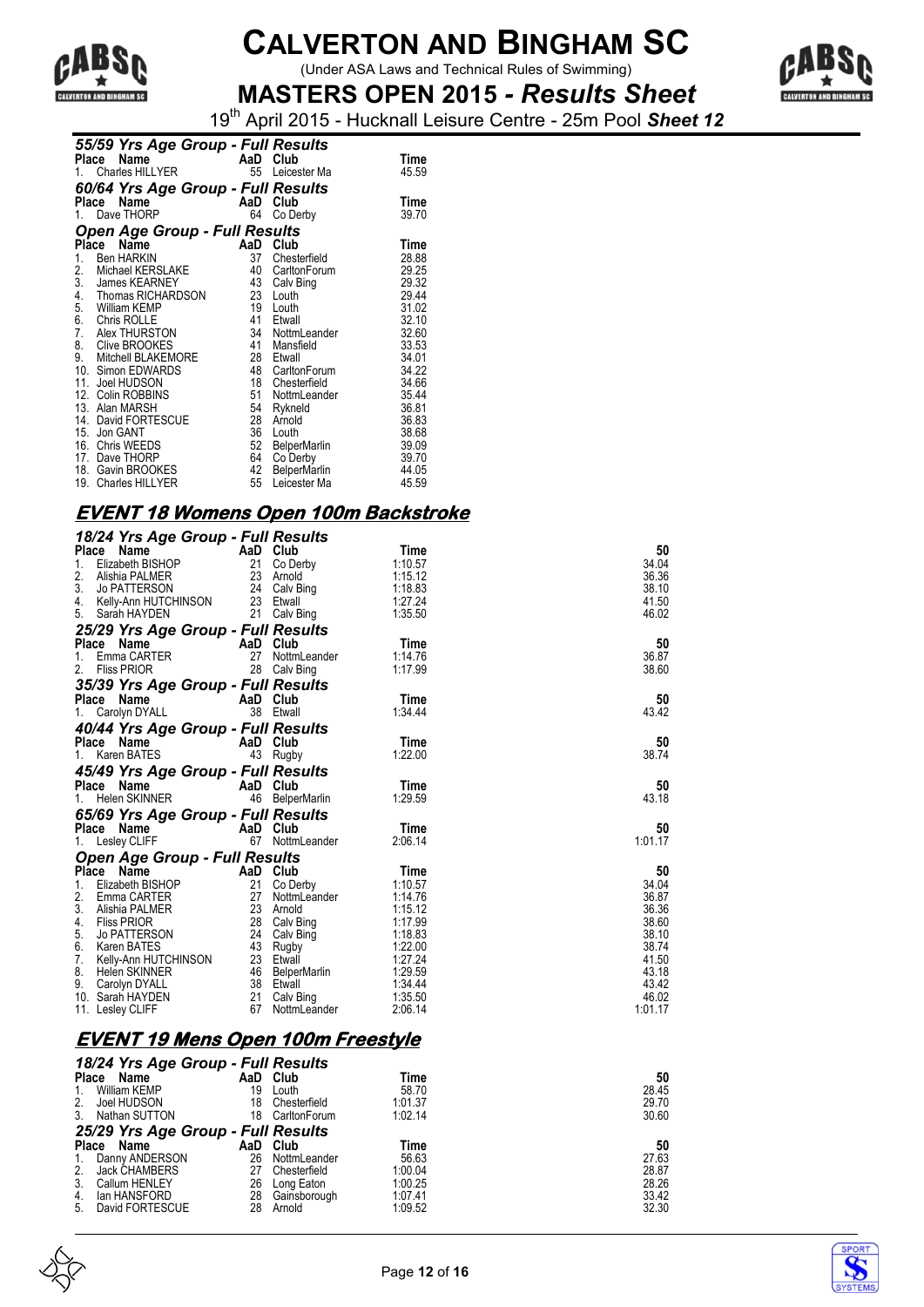# CALVERTON AND BINGHAM SC

(Under ASA Laws and Technical Rules of Swimming)

## MASTERS OPEN 2015 - *Results Sheet*

19th April 2015 - Hucknall Leisure Centre - 25m Pool ***Sheet 12***

### *55/59 Yrs Age Group - Full Results*

| Place | Name | AaD | Club | Time |
|---|---|---|---|---|
| 1. | Charles HILLYER | 55 | Leicester Ma | 45.59 |

### *60/64 Yrs Age Group - Full Results*

| Place | Name | AaD | Club | Time |
|---|---|---|---|---|
| 1. | Dave THORP | 64 | Co Derby | 39.70 |

### *Open Age Group - Full Results*

| Place | Name | AaD | Club | Time |
|---|---|---|---|---|
| 1. | Ben HARKIN | 37 | Chesterfield | 28.88 |
| 2. | Michael KERSLAKE | 40 | CarltonForum | 29.25 |
| 3. | James KEARNEY | 43 | Calv Bing | 29.32 |
| 4. | Thomas RICHARDSON | 23 | Louth | 29.44 |
| 5. | William KEMP | 19 | Louth | 31.02 |
| 6. | Chris ROLLE | 41 | Etwall | 32.10 |
| 7. | Alex THURSTON | 34 | NottmLeander | 32.60 |
| 8. | Clive BROOKES | 41 | Mansfield | 33.53 |
| 9. | Mitchell BLAKEMORE | 28 | Etwall | 34.01 |
| 10. | Simon EDWARDS | 48 | CarltonForum | 34.22 |
| 11. | Joel HUDSON | 18 | Chesterfield | 34.66 |
| 12. | Colin ROBBINS | 51 | NottmLeander | 35.44 |
| 13. | Alan MARSH | 54 | Rykneld | 36.81 |
| 14. | David FORTESCUE | 28 | Arnold | 36.83 |
| 15. | Jon GANT | 36 | Louth | 38.68 |
| 16. | Chris WEEDS | 52 | BelperMarlin | 39.09 |
| 17. | Dave THORP | 64 | Co Derby | 39.70 |
| 18. | Gavin BROOKES | 42 | BelperMarlin | 44.05 |
| 19. | Charles HILLYER | 55 | Leicester Ma | 45.59 |

## *EVENT 18 Womens Open 100m Backstroke*

### *18/24 Yrs Age Group - Full Results*

| Place | Name | AaD | Club | Time | 50 |
|---|---|---|---|---|---|
| 1. | Elizabeth BISHOP | 21 | Co Derby | 1:10.57 | 34.04 |
| 2. | Alishia PALMER | 23 | Arnold | 1:15.12 | 36.36 |
| 3. | Jo PATTERSON | 24 | Calv Bing | 1:18.83 | 38.10 |
| 4. | Kelly-Ann HUTCHINSON | 23 | Etwall | 1:27.24 | 41.50 |
| 5. | Sarah HAYDEN | 21 | Calv Bing | 1:35.50 | 46.02 |

### *25/29 Yrs Age Group - Full Results*

| Place | Name | AaD | Club | Time | 50 |
|---|---|---|---|---|---|
| 1. | Emma CARTER | 27 | NottmLeander | 1:14.76 | 36.87 |
| 2. | Fliss PRIOR | 28 | Calv Bing | 1:17.99 | 38.60 |

### *35/39 Yrs Age Group - Full Results*

| Place | Name | AaD | Club | Time | 50 |
|---|---|---|---|---|---|
| 1. | Carolyn DYALL | 38 | Etwall | 1:34.44 | 43.42 |

### *40/44 Yrs Age Group - Full Results*

| Place | Name | AaD | Club | Time | 50 |
|---|---|---|---|---|---|
| 1. | Karen BATES | 43 | Rugby | 1:22.00 | 38.74 |

### *45/49 Yrs Age Group - Full Results*

| Place | Name | AaD | Club | Time | 50 |
|---|---|---|---|---|---|
| 1. | Helen SKINNER | 46 | BelperMarlin | 1:29.59 | 43.18 |

### *65/69 Yrs Age Group - Full Results*

| Place | Name | AaD | Club | Time | 50 |
|---|---|---|---|---|---|
| 1. | Lesley CLIFF | 67 | NottmLeander | 2:06.14 | 1:01.17 |

### *Open Age Group - Full Results*

| Place | Name | AaD | Club | Time | 50 |
|---|---|---|---|---|---|
| 1. | Elizabeth BISHOP | 21 | Co Derby | 1:10.57 | 34.04 |
| 2. | Emma CARTER | 27 | NottmLeander | 1:14.76 | 36.87 |
| 3. | Alishia PALMER | 23 | Arnold | 1:15.12 | 36.36 |
| 4. | Fliss PRIOR | 28 | Calv Bing | 1:17.99 | 38.60 |
| 5. | Jo PATTERSON | 24 | Calv Bing | 1:18.83 | 38.10 |
| 6. | Karen BATES | 43 | Rugby | 1:22.00 | 38.74 |
| 7. | Kelly-Ann HUTCHINSON | 23 | Etwall | 1:27.24 | 41.50 |
| 8. | Helen SKINNER | 46 | BelperMarlin | 1:29.59 | 43.18 |
| 9. | Carolyn DYALL | 38 | Etwall | 1:34.44 | 43.42 |
| 10. | Sarah HAYDEN | 21 | Calv Bing | 1:35.50 | 46.02 |
| 11. | Lesley CLIFF | 67 | NottmLeander | 2:06.14 | 1:01.17 |

## *EVENT 19 Mens Open 100m Freestyle*

### *18/24 Yrs Age Group - Full Results*

| Place | Name | AaD | Club | Time | 50 |
|---|---|---|---|---|---|
| 1. | William KEMP | 19 | Louth | 58.70 | 28.45 |
| 2. | Joel HUDSON | 18 | Chesterfield | 1:01.37 | 29.70 |
| 3. | Nathan SUTTON | 18 | CarltonForum | 1:02.14 | 30.60 |

### *25/29 Yrs Age Group - Full Results*

| Place | Name | AaD | Club | Time | 50 |
|---|---|---|---|---|---|
| 1. | Danny ANDERSON | 26 | NottmLeander | 56.63 | 27.63 |
| 2. | Jack CHAMBERS | 27 | Chesterfield | 1:00.04 | 28.87 |
| 3. | Callum HENLEY | 26 | Long Eaton | 1:00.25 | 28.26 |
| 4. | Ian HANSFORD | 28 | Gainsborough | 1:07.41 | 33.42 |
| 5. | David FORTESCUE | 28 | Arnold | 1:09.52 | 32.30 |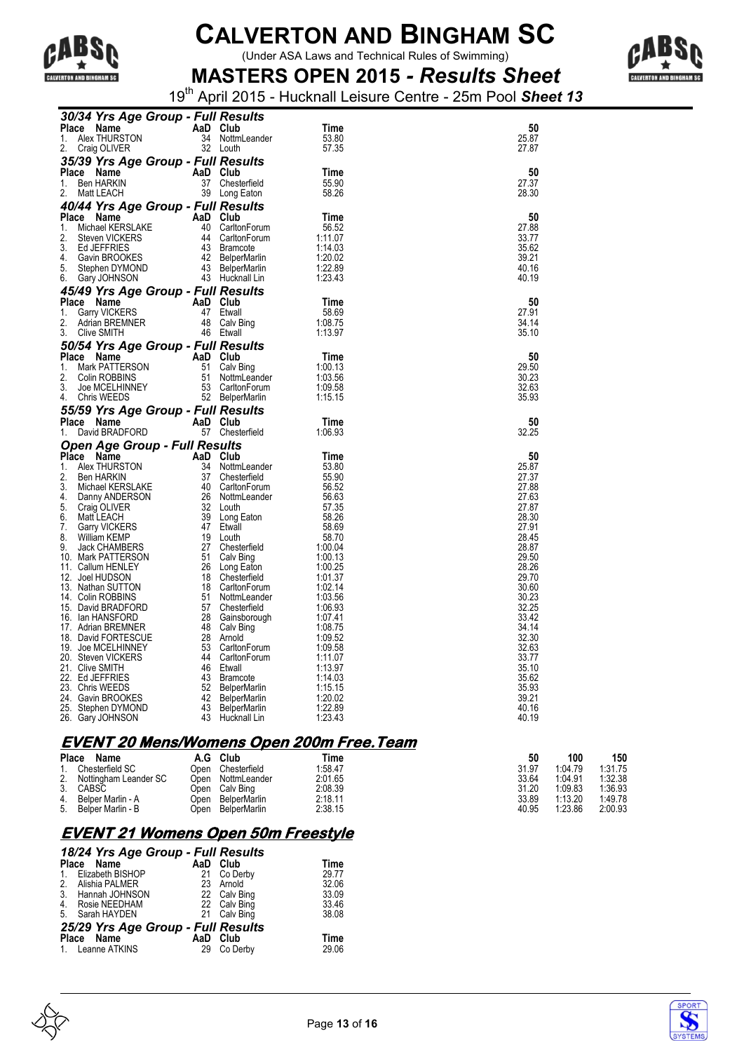# CALVERTON AND BINGHAM SC

(Under ASA Laws and Technical Rules of Swimming)

## MASTERS OPEN 2015 - *Results Sheet*

19th April 2015 - Hucknall Leisure Centre - 25m Pool ***Sheet 13***

### 30/34 Yrs Age Group - Full Results

| Place | Name | AaD | Club | Time | 50 |
|---|---|---|---|---|---|
| 1. | Alex THURSTON | 34 | NottmLeander | 53.80 | 25.87 |
| 2. | Craig OLIVER | 32 | Louth | 57.35 | 27.87 |

### 35/39 Yrs Age Group - Full Results

| Place | Name | AaD | Club | Time | 50 |
|---|---|---|---|---|---|
| 1. | Ben HARKIN | 37 | Chesterfield | 55.90 | 27.37 |
| 2. | Matt LEACH | 39 | Long Eaton | 58.26 | 28.30 |

### 40/44 Yrs Age Group - Full Results

| Place | Name | AaD | Club | Time | 50 |
|---|---|---|---|---|---|
| 1. | Michael KERSLAKE | 40 | CarltonForum | 56.52 | 27.88 |
| 2. | Steven VICKERS | 44 | CarltonForum | 1:11.07 | 33.77 |
| 3. | Ed JEFFRIES | 43 | Bramcote | 1:14.03 | 35.62 |
| 4. | Gavin BROOKES | 42 | BelperMarlin | 1:20.02 | 39.21 |
| 5. | Stephen DYMOND | 43 | BelperMarlin | 1:22.89 | 40.16 |
| 6. | Gary JOHNSON | 43 | Hucknall Lin | 1:23.43 | 40.19 |

### 45/49 Yrs Age Group - Full Results

| Place | Name | AaD | Club | Time | 50 |
|---|---|---|---|---|---|
| 1. | Garry VICKERS | 47 | Etwall | 58.69 | 27.91 |
| 2. | Adrian BREMNER | 48 | Calv Bing | 1:08.75 | 34.14 |
| 3. | Clive SMITH | 46 | Etwall | 1:13.97 | 35.10 |

### 50/54 Yrs Age Group - Full Results

| Place | Name | AaD | Club | Time | 50 |
|---|---|---|---|---|---|
| 1. | Mark PATTERSON | 51 | Calv Bing | 1:00.13 | 29.50 |
| 2. | Colin ROBBINS | 51 | NottmLeander | 1:03.56 | 30.23 |
| 3. | Joe MCELHINNEY | 53 | CarltonForum | 1:09.58 | 32.63 |
| 4. | Chris WEEDS | 52 | BelperMarlin | 1:15.15 | 35.93 |

### 55/59 Yrs Age Group - Full Results

| Place | Name | AaD | Club | Time | 50 |
|---|---|---|---|---|---|
| 1. | David BRADFORD | 57 | Chesterfield | 1:06.93 | 32.25 |

### Open Age Group - Full Results

| Place | Name | AaD | Club | Time | 50 |
|---|---|---|---|---|---|
| 1. | Alex THURSTON | 34 | NottmLeander | 53.80 | 25.87 |
| 2. | Ben HARKIN | 37 | Chesterfield | 55.90 | 27.37 |
| 3. | Michael KERSLAKE | 40 | CarltonForum | 56.52 | 27.88 |
| 4. | Danny ANDERSON | 26 | NottmLeander | 56.63 | 27.63 |
| 5. | Craig OLIVER | 32 | Louth | 57.35 | 27.87 |
| 6. | Matt LEACH | 39 | Long Eaton | 58.26 | 28.30 |
| 7. | Garry VICKERS | 47 | Etwall | 58.69 | 27.91 |
| 8. | William KEMP | 19 | Louth | 58.70 | 28.45 |
| 9. | Jack CHAMBERS | 27 | Chesterfield | 1:00.04 | 28.87 |
| 10. | Mark PATTERSON | 51 | Calv Bing | 1:00.13 | 29.50 |
| 11. | Callum HENLEY | 26 | Long Eaton | 1:00.25 | 28.26 |
| 12. | Joel HUDSON | 18 | Chesterfield | 1:01.37 | 29.70 |
| 13. | Nathan SUTTON | 18 | CarltonForum | 1:02.14 | 30.60 |
| 14. | Colin ROBBINS | 51 | NottmLeander | 1:03.56 | 30.23 |
| 15. | David BRADFORD | 57 | Chesterfield | 1:06.93 | 32.25 |
| 16. | Ian HANSFORD | 28 | Gainsborough | 1:07.41 | 33.42 |
| 17. | Adrian BREMNER | 48 | Calv Bing | 1:08.75 | 34.14 |
| 18. | David FORTESCUE | 28 | Arnold | 1:09.52 | 32.30 |
| 19. | Joe MCELHINNEY | 53 | CarltonForum | 1:09.58 | 32.63 |
| 20. | Steven VICKERS | 44 | CarltonForum | 1:11.07 | 33.77 |
| 21. | Clive SMITH | 46 | Etwall | 1:13.97 | 35.10 |
| 22. | Ed JEFFRIES | 43 | Bramcote | 1:14.03 | 35.62 |
| 23. | Chris WEEDS | 52 | BelperMarlin | 1:15.15 | 35.93 |
| 24. | Gavin BROOKES | 42 | BelperMarlin | 1:20.02 | 39.21 |
| 25. | Stephen DYMOND | 43 | BelperMarlin | 1:22.89 | 40.16 |
| 26. | Gary JOHNSON | 43 | Hucknall Lin | 1:23.43 | 40.19 |

## EVENT 20 Mens/Womens Open 200m Free.Team

| Place | Name | A.G | Club | Time | 50 | 100 | 150 |
|---|---|---|---|---|---|---|---|
| 1. | Chesterfield SC | Open | Chesterfield | 1:58.47 | 31.97 | 1:04.79 | 1:31.75 |
| 2. | Nottingham Leander SC | Open | NottmLeander | 2:01.65 | 33.64 | 1:04.91 | 1:32.38 |
| 3. | CABSC | Open | Calv Bing | 2:08.39 | 31.20 | 1:09.83 | 1:36.93 |
| 4. | Belper Marlin - A | Open | BelperMarlin | 2:18.11 | 33.89 | 1:13.20 | 1:49.78 |
| 5. | Belper Marlin - B | Open | BelperMarlin | 2:38.15 | 40.95 | 1:23.86 | 2:00.93 |

## EVENT 21 Womens Open 50m Freestyle

### 18/24 Yrs Age Group - Full Results

| Place | Name | AaD | Club | Time |
|---|---|---|---|---|
| 1. | Elizabeth BISHOP | 21 | Co Derby | 29.77 |
| 2. | Alishia PALMER | 23 | Arnold | 32.06 |
| 3. | Hannah JOHNSON | 22 | Calv Bing | 33.09 |
| 4. | Rosie NEEDHAM | 22 | Calv Bing | 33.46 |
| 5. | Sarah HAYDEN | 21 | Calv Bing | 38.08 |

### 25/29 Yrs Age Group - Full Results

| Place | Name | AaD | Club | Time |
|---|---|---|---|---|
| 1. | Leanne ATKINS | 29 | Co Derby | 29.06 |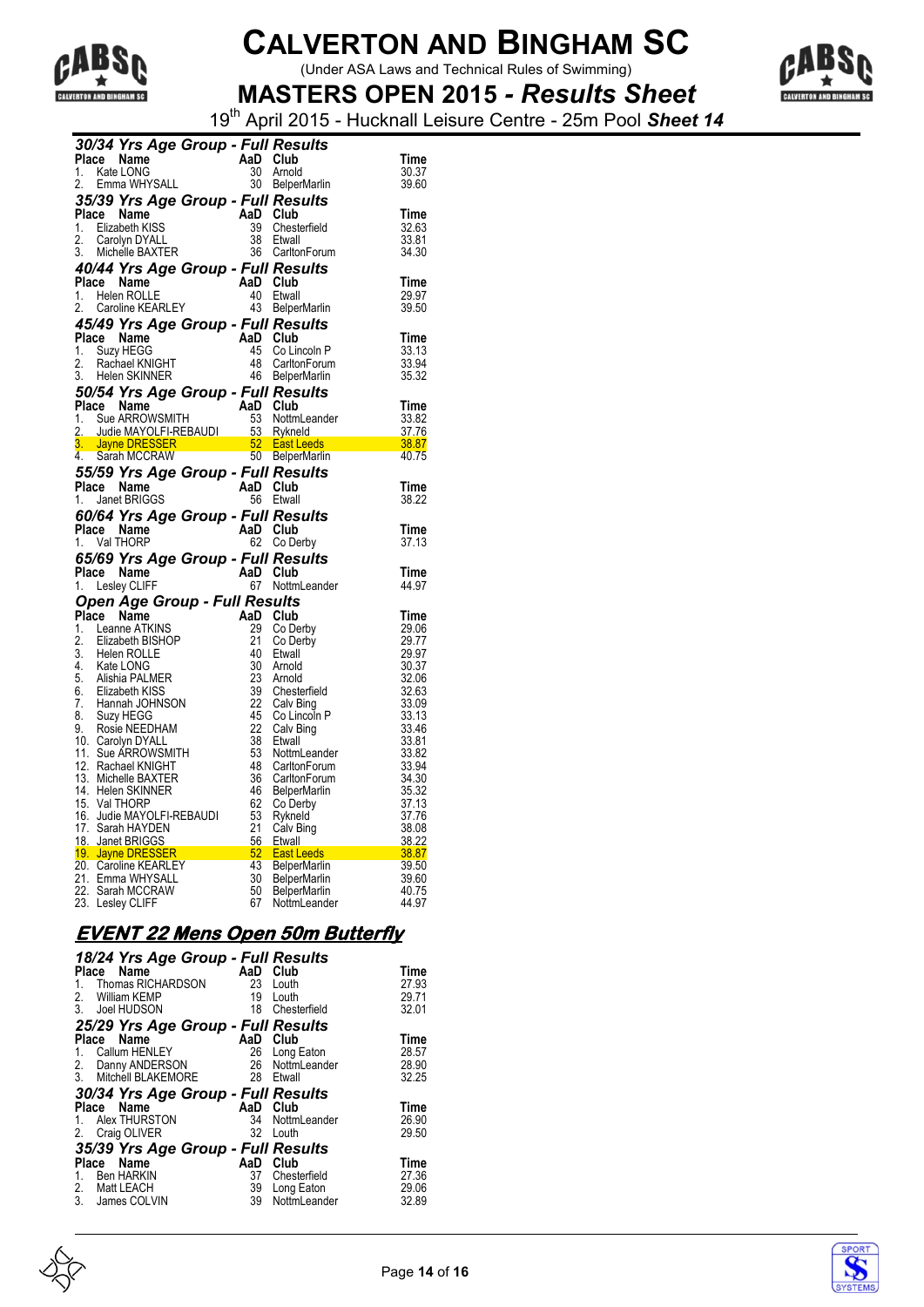# CALVERTON AND BINGHAM SC

(Under ASA Laws and Technical Rules of Swimming)

## MASTERS OPEN 2015 - *Results Sheet*

19th April 2015 - Hucknall Leisure Centre - 25m Pool ***Sheet 14***

### *30/34 Yrs Age Group - Full Results*

| Place | Name | AaD | Club | Time |
|---|---|---|---|---|
| 1. | Kate LONG | 30 | Arnold | 30.37 |
| 2. | Emma WHYSALL | 30 | BelperMarlin | 39.60 |

### *35/39 Yrs Age Group - Full Results*

| Place | Name | AaD | Club | Time |
|---|---|---|---|---|
| 1. | Elizabeth KISS | 39 | Chesterfield | 32.63 |
| 2. | Carolyn DYALL | 38 | Etwall | 33.81 |
| 3. | Michelle BAXTER | 36 | CarltonForum | 34.30 |

### *40/44 Yrs Age Group - Full Results*

| Place | Name | AaD | Club | Time |
|---|---|---|---|---|
| 1. | Helen ROLLE | 40 | Etwall | 29.97 |
| 2. | Caroline KEARLEY | 43 | BelperMarlin | 39.50 |

### *45/49 Yrs Age Group - Full Results*

| Place | Name | AaD | Club | Time |
|---|---|---|---|---|
| 1. | Suzy HEGG | 45 | Co Lincoln P | 33.13 |
| 2. | Rachael KNIGHT | 48 | CarltonForum | 33.94 |
| 3. | Helen SKINNER | 46 | BelperMarlin | 35.32 |

### *50/54 Yrs Age Group - Full Results*

| Place | Name | AaD | Club | Time |
|---|---|---|---|---|
| 1. | Sue ARROWSMITH | 53 | NottmLeander | 33.82 |
| 2. | Judie MAYOLFI-REBAUDI | 53 | Rykneld | 37.76 |
| 3. | Jayne DRESSER | 52 | East Leeds | 38.87 |
| 4. | Sarah MCCRAW | 50 | BelperMarlin | 40.75 |

### *55/59 Yrs Age Group - Full Results*

| Place | Name | AaD | Club | Time |
|---|---|---|---|---|
| 1. | Janet BRIGGS | 56 | Etwall | 38.22 |

### *60/64 Yrs Age Group - Full Results*

| Place | Name | AaD | Club | Time |
|---|---|---|---|---|
| 1. | Val THORP | 62 | Co Derby | 37.13 |

### *65/69 Yrs Age Group - Full Results*

| Place | Name | AaD | Club | Time |
|---|---|---|---|---|
| 1. | Lesley CLIFF | 67 | NottmLeander | 44.97 |

### *Open Age Group - Full Results*

| Place | Name | AaD | Club | Time |
|---|---|---|---|---|
| 1. | Leanne ATKINS | 29 | Co Derby | 29.06 |
| 2. | Elizabeth BISHOP | 21 | Co Derby | 29.77 |
| 3. | Helen ROLLE | 40 | Etwall | 29.97 |
| 4. | Kate LONG | 30 | Arnold | 30.37 |
| 5. | Alishia PALMER | 23 | Arnold | 32.06 |
| 6. | Elizabeth KISS | 39 | Chesterfield | 32.63 |
| 7. | Hannah JOHNSON | 22 | Calv Bing | 33.09 |
| 8. | Suzy HEGG | 45 | Co Lincoln P | 33.13 |
| 9. | Rosie NEEDHAM | 22 | Calv Bing | 33.46 |
| 10. | Carolyn DYALL | 38 | Etwall | 33.81 |
| 11. | Sue ARROWSMITH | 53 | NottmLeander | 33.82 |
| 12. | Rachael KNIGHT | 48 | CarltonForum | 33.94 |
| 13. | Michelle BAXTER | 36 | CarltonForum | 34.30 |
| 14. | Helen SKINNER | 46 | BelperMarlin | 35.32 |
| 15. | Val THORP | 62 | Co Derby | 37.13 |
| 16. | Judie MAYOLFI-REBAUDI | 53 | Rykneld | 37.76 |
| 17. | Sarah HAYDEN | 21 | Calv Bing | 38.08 |
| 18. | Janet BRIGGS | 56 | Etwall | 38.22 |
| 19. | Jayne DRESSER | 52 | East Leeds | 38.87 |
| 20. | Caroline KEARLEY | 43 | BelperMarlin | 39.50 |
| 21. | Emma WHYSALL | 30 | BelperMarlin | 39.60 |
| 22. | Sarah MCCRAW | 50 | BelperMarlin | 40.75 |
| 23. | Lesley CLIFF | 67 | NottmLeander | 44.97 |

## EVENT 22 Mens Open 50m Butterfly

### *18/24 Yrs Age Group - Full Results*

| Place | Name | AaD | Club | Time |
|---|---|---|---|---|
| 1. | Thomas RICHARDSON | 23 | Louth | 27.93 |
| 2. | William KEMP | 19 | Louth | 29.71 |
| 3. | Joel HUDSON | 18 | Chesterfield | 32.01 |

### *25/29 Yrs Age Group - Full Results*

| Place | Name | AaD | Club | Time |
|---|---|---|---|---|
| 1. | Callum HENLEY | 26 | Long Eaton | 28.57 |
| 2. | Danny ANDERSON | 26 | NottmLeander | 28.90 |
| 3. | Mitchell BLAKEMORE | 28 | Etwall | 32.25 |

### *30/34 Yrs Age Group - Full Results*

| Place | Name | AaD | Club | Time |
|---|---|---|---|---|
| 1. | Alex THURSTON | 34 | NottmLeander | 26.90 |
| 2. | Craig OLIVER | 32 | Louth | 29.50 |

### *35/39 Yrs Age Group - Full Results*

| Place | Name | AaD | Club | Time |
|---|---|---|---|---|
| 1. | Ben HARKIN | 37 | Chesterfield | 27.36 |
| 2. | Matt LEACH | 39 | Long Eaton | 29.06 |
| 3. | James COLVIN | 39 | NottmLeander | 32.89 |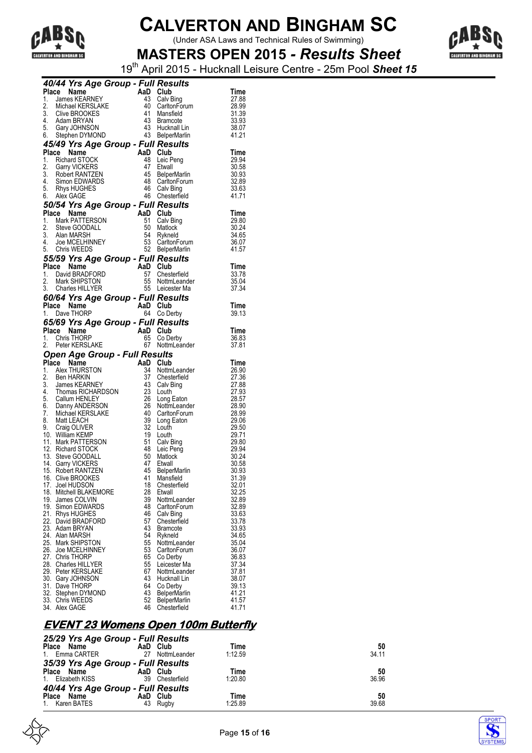# CALVERTON AND BINGHAM SC

(Under ASA Laws and Technical Rules of Swimming)

## MASTERS OPEN 2015 - *Results Sheet*

19th April 2015 - Hucknall Leisure Centre - 25m Pool ***Sheet 15***

### *40/44 Yrs Age Group - Full Results*

| Place | Name | AaD | Club | Time |
|---|---|---|---|---|
| 1. | James KEARNEY | 43 | Calv Bing | 27.88 |
| 2. | Michael KERSLAKE | 40 | CarltonForum | 28.99 |
| 3. | Clive BROOKES | 41 | Mansfield | 31.39 |
| 4. | Adam BRYAN | 43 | Bramcote | 33.93 |
| 5. | Gary JOHNSON | 43 | Hucknall Lin | 38.07 |
| 6. | Stephen DYMOND | 43 | BelperMarlin | 41.21 |

### *45/49 Yrs Age Group - Full Results*

| Place | Name | AaD | Club | Time |
|---|---|---|---|---|
| 1. | Richard STOCK | 48 | Leic Peng | 29.94 |
| 2. | Garry VICKERS | 47 | Etwall | 30.58 |
| 3. | Robert RANTZEN | 45 | BelperMarlin | 30.93 |
| 4. | Simon EDWARDS | 48 | CarltonForum | 32.89 |
| 5. | Rhys HUGHES | 46 | Calv Bing | 33.63 |
| 6. | Alex GAGE | 46 | Chesterfield | 41.71 |

### *50/54 Yrs Age Group - Full Results*

| Place | Name | AaD | Club | Time |
|---|---|---|---|---|
| 1. | Mark PATTERSON | 51 | Calv Bing | 29.80 |
| 2. | Steve GOODALL | 50 | Matlock | 30.24 |
| 3. | Alan MARSH | 54 | Rykneld | 34.65 |
| 4. | Joe MCELHINNEY | 53 | CarltonForum | 36.07 |
| 5. | Chris WEEDS | 52 | BelperMarlin | 41.57 |

### *55/59 Yrs Age Group - Full Results*

| Place | Name | AaD | Club | Time |
|---|---|---|---|---|
| 1. | David BRADFORD | 57 | Chesterfield | 33.78 |
| 2. | Mark SHIPSTON | 55 | NottmLeander | 35.04 |
| 3. | Charles HILLYER | 55 | Leicester Ma | 37.34 |

### *60/64 Yrs Age Group - Full Results*

| Place | Name | AaD | Club | Time |
|---|---|---|---|---|
| 1. | Dave THORP | 64 | Co Derby | 39.13 |

### *65/69 Yrs Age Group - Full Results*

| Place | Name | AaD | Club | Time |
|---|---|---|---|---|
| 1. | Chris THORP | 65 | Co Derby | 36.83 |
| 2. | Peter KERSLAKE | 67 | NottmLeander | 37.81 |

### *Open Age Group - Full Results*

| Place | Name | AaD | Club | Time |
|---|---|---|---|---|
| 1. | Alex THURSTON | 34 | NottmLeander | 26.90 |
| 2. | Ben HARKIN | 37 | Chesterfield | 27.36 |
| 3. | James KEARNEY | 43 | Calv Bing | 27.88 |
| 4. | Thomas RICHARDSON | 23 | Louth | 27.93 |
| 5. | Callum HENLEY | 26 | Long Eaton | 28.57 |
| 6. | Danny ANDERSON | 26 | NottmLeander | 28.90 |
| 7. | Michael KERSLAKE | 40 | CarltonForum | 28.99 |
| 8. | Matt LEACH | 39 | Long Eaton | 29.06 |
| 9. | Craig OLIVER | 32 | Louth | 29.50 |
| 10. | William KEMP | 19 | Louth | 29.71 |
| 11. | Mark PATTERSON | 51 | Calv Bing | 29.80 |
| 12. | Richard STOCK | 48 | Leic Peng | 29.94 |
| 13. | Steve GOODALL | 50 | Matlock | 30.24 |
| 14. | Garry VICKERS | 47 | Etwall | 30.58 |
| 15. | Robert RANTZEN | 45 | BelperMarlin | 30.93 |
| 16. | Clive BROOKES | 41 | Mansfield | 31.39 |
| 17. | Joel HUDSON | 18 | Chesterfield | 32.01 |
| 18. | Mitchell BLAKEMORE | 28 | Etwall | 32.25 |
| 19. | James COLVIN | 39 | NottmLeander | 32.89 |
| 19. | Simon EDWARDS | 48 | CarltonForum | 32.89 |
| 21. | Rhys HUGHES | 46 | Calv Bing | 33.63 |
| 22. | David BRADFORD | 57 | Chesterfield | 33.78 |
| 23. | Adam BRYAN | 43 | Bramcote | 33.93 |
| 24. | Alan MARSH | 54 | Rykneld | 34.65 |
| 25. | Mark SHIPSTON | 55 | NottmLeander | 35.04 |
| 26. | Joe MCELHINNEY | 53 | CarltonForum | 36.07 |
| 27. | Chris THORP | 65 | Co Derby | 36.83 |
| 28. | Charles HILLYER | 55 | Leicester Ma | 37.34 |
| 29. | Peter KERSLAKE | 67 | NottmLeander | 37.81 |
| 30. | Gary JOHNSON | 43 | Hucknall Lin | 38.07 |
| 31. | Dave THORP | 64 | Co Derby | 39.13 |
| 32. | Stephen DYMOND | 43 | BelperMarlin | 41.21 |
| 33. | Chris WEEDS | 52 | BelperMarlin | 41.57 |
| 34. | Alex GAGE | 46 | Chesterfield | 41.71 |

## *EVENT 23 Womens Open 100m Butterfly*

### *25/29 Yrs Age Group - Full Results*

| Place | Name | AaD | Club | Time | 50 |
|---|---|---|---|---|---|
| 1. | Emma CARTER | 27 | NottmLeander | 1:12.59 | 34.11 |

### *35/39 Yrs Age Group - Full Results*

| Place | Name | AaD | Club | Time | 50 |
|---|---|---|---|---|---|
| 1. | Elizabeth KISS | 39 | Chesterfield | 1:20.80 | 36.96 |

### *40/44 Yrs Age Group - Full Results*

| Place | Name | AaD | Club | Time | 50 |
|---|---|---|---|---|---|
| 1. | Karen BATES | 43 | Rugby | 1:25.89 | 39.68 |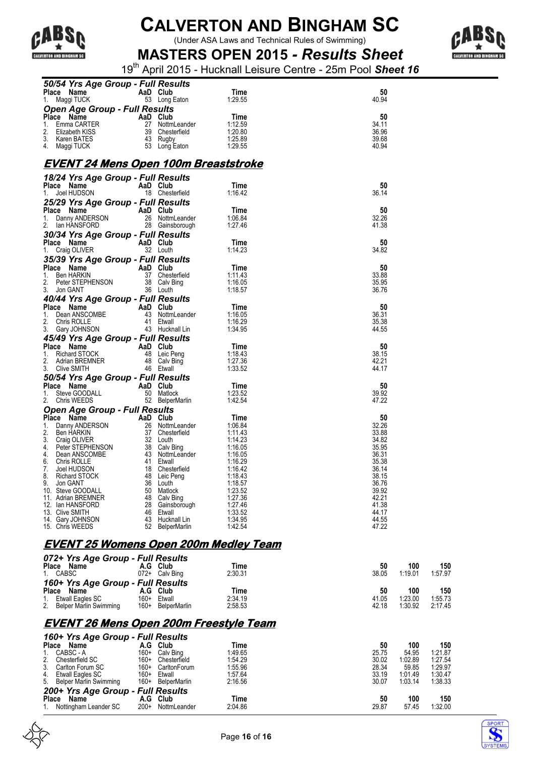# CALVERTON AND BINGHAM SC

(Under ASA Laws and Technical Rules of Swimming)

## MASTERS OPEN 2015 - *Results Sheet*

19th April 2015 - Hucknall Leisure Centre - 25m Pool **Sheet 16**

### *50/54 Yrs Age Group - Full Results*

| Place | Name | AaD | Club | Time | 50 |
|---|---|---|---|---|---|
| 1. | Maggi TUCK | 53 | Long Eaton | 1:29.55 | 40.94 |

### *Open Age Group - Full Results*

| Place | Name | AaD | Club | Time | 50 |
|---|---|---|---|---|---|
| 1. | Emma CARTER | 27 | NottmLeander | 1:12.59 | 34.11 |
| 2. | Elizabeth KISS | 39 | Chesterfield | 1:20.80 | 36.96 |
| 3. | Karen BATES | 43 | Rugby | 1:25.89 | 39.68 |
| 4. | Maggi TUCK | 53 | Long Eaton | 1:29.55 | 40.94 |

## *EVENT 24 Mens Open 100m Breaststroke*

### *18/24 Yrs Age Group - Full Results*

| Place | Name | AaD | Club | Time | 50 |
|---|---|---|---|---|---|
| 1. | Joel HUDSON | 18 | Chesterfield | 1:16.42 | 36.14 |

### *25/29 Yrs Age Group - Full Results*

| Place | Name | AaD | Club | Time | 50 |
|---|---|---|---|---|---|
| 1. | Danny ANDERSON | 26 | NottmLeander | 1:06.84 | 32.26 |
| 2. | Ian HANSFORD | 28 | Gainsborough | 1:27.46 | 41.38 |

### *30/34 Yrs Age Group - Full Results*

| Place | Name | AaD | Club | Time | 50 |
|---|---|---|---|---|---|
| 1. | Craig OLIVER | 32 | Louth | 1:14.23 | 34.82 |

### *35/39 Yrs Age Group - Full Results*

| Place | Name | AaD | Club | Time | 50 |
|---|---|---|---|---|---|
| 1. | Ben HARKIN | 37 | Chesterfield | 1:11.43 | 33.88 |
| 2. | Peter STEPHENSON | 38 | Calv Bing | 1:16.05 | 35.95 |
| 3. | Jon GANT | 36 | Louth | 1:18.57 | 36.76 |

### *40/44 Yrs Age Group - Full Results*

| Place | Name | AaD | Club | Time | 50 |
|---|---|---|---|---|---|
| 1. | Dean ANSCOMBE | 43 | NottmLeander | 1:16.05 | 36.31 |
| 2. | Chris ROLLE | 41 | Etwall | 1:16.29 | 35.38 |
| 3. | Gary JOHNSON | 43 | Hucknall Lin | 1:34.95 | 44.55 |

### *45/49 Yrs Age Group - Full Results*

| Place | Name | AaD | Club | Time | 50 |
|---|---|---|---|---|---|
| 1. | Richard STOCK | 48 | Leic Peng | 1:18.43 | 38.15 |
| 2. | Adrian BREMNER | 48 | Calv Bing | 1:27.36 | 42.21 |
| 3. | Clive SMITH | 46 | Etwall | 1:33.52 | 44.17 |

### *50/54 Yrs Age Group - Full Results*

| Place | Name | AaD | Club | Time | 50 |
|---|---|---|---|---|---|
| 1. | Steve GOODALL | 50 | Matlock | 1:23.52 | 39.92 |
| 2. | Chris WEEDS | 52 | BelperMarlin | 1:42.54 | 47.22 |

### *Open Age Group - Full Results*

| Place | Name | AaD | Club | Time | 50 |
|---|---|---|---|---|---|
| 1. | Danny ANDERSON | 26 | NottmLeander | 1:06.84 | 32.26 |
| 2. | Ben HARKIN | 37 | Chesterfield | 1:11.43 | 33.88 |
| 3. | Craig OLIVER | 32 | Louth | 1:14.23 | 34.82 |
| 4. | Peter STEPHENSON | 38 | Calv Bing | 1:16.05 | 35.95 |
| 4. | Dean ANSCOMBE | 43 | NottmLeander | 1:16.05 | 36.31 |
| 6. | Chris ROLLE | 41 | Etwall | 1:16.29 | 35.38 |
| 7. | Joel HUDSON | 18 | Chesterfield | 1:16.42 | 36.14 |
| 8. | Richard STOCK | 48 | Leic Peng | 1:18.43 | 38.15 |
| 9. | Jon GANT | 36 | Louth | 1:18.57 | 36.76 |
| 10. | Steve GOODALL | 50 | Matlock | 1:23.52 | 39.92 |
| 11. | Adrian BREMNER | 48 | Calv Bing | 1:27.36 | 42.21 |
| 12. | Ian HANSFORD | 28 | Gainsborough | 1:27.46 | 41.38 |
| 13. | Clive SMITH | 46 | Etwall | 1:33.52 | 44.17 |
| 14. | Gary JOHNSON | 43 | Hucknall Lin | 1:34.95 | 44.55 |
| 15. | Chris WEEDS | 52 | BelperMarlin | 1:42.54 | 47.22 |

## *EVENT 25 Womens Open 200m Medley Team*

### *072+ Yrs Age Group - Full Results*

| Place | Name | A.G | Club | Time | 50 | 100 | 150 |
|---|---|---|---|---|---|---|---|
| 1. | CABSC | 072+ | Calv Bing | 2:30.31 | 38.05 | 1:19.01 | 1:57.97 |

### *160+ Yrs Age Group - Full Results*

| Place | Name | A.G | Club | Time | 50 | 100 | 150 |
|---|---|---|---|---|---|---|---|
| 1. | Etwall Eagles SC | 160+ | Etwall | 2:34.19 | 41.05 | 1:23.00 | 1:55.73 |
| 2. | Belper Marlin Swimming | 160+ | BelperMarlin | 2:58.53 | 42.18 | 1:30.92 | 2:17.45 |

## *EVENT 26 Mens Open 200m Freestyle Team*

### *160+ Yrs Age Group - Full Results*

| Place | Name | A.G | Club | Time | 50 | 100 | 150 |
|---|---|---|---|---|---|---|---|
| 1. | CABSC - A | 160+ | Calv Bing | 1:49.65 | 25.75 | 54.95 | 1:21.87 |
| 2. | Chesterfield SC | 160+ | Chesterfield | 1:54.29 | 30.02 | 1:02.89 | 1:27.54 |
| 3. | Carlton Forum SC | 160+ | CarltonForum | 1:55.96 | 28.34 | 59.85 | 1:29.97 |
| 4. | Etwall Eagles SC | 160+ | Etwall | 1:57.64 | 33.19 | 1:01.49 | 1:30.47 |
| 5. | Belper Marlin Swimming | 160+ | BelperMarlin | 2:16.56 | 30.07 | 1:03.14 | 1:38.33 |

### *200+ Yrs Age Group - Full Results*

| Place | Name | A.G | Club | Time | 50 | 100 | 150 |
|---|---|---|---|---|---|---|---|
| 1. | Nottingham Leander SC | 200+ | NottmLeander | 2:04.86 | 29.87 | 57.45 | 1:32.00 |